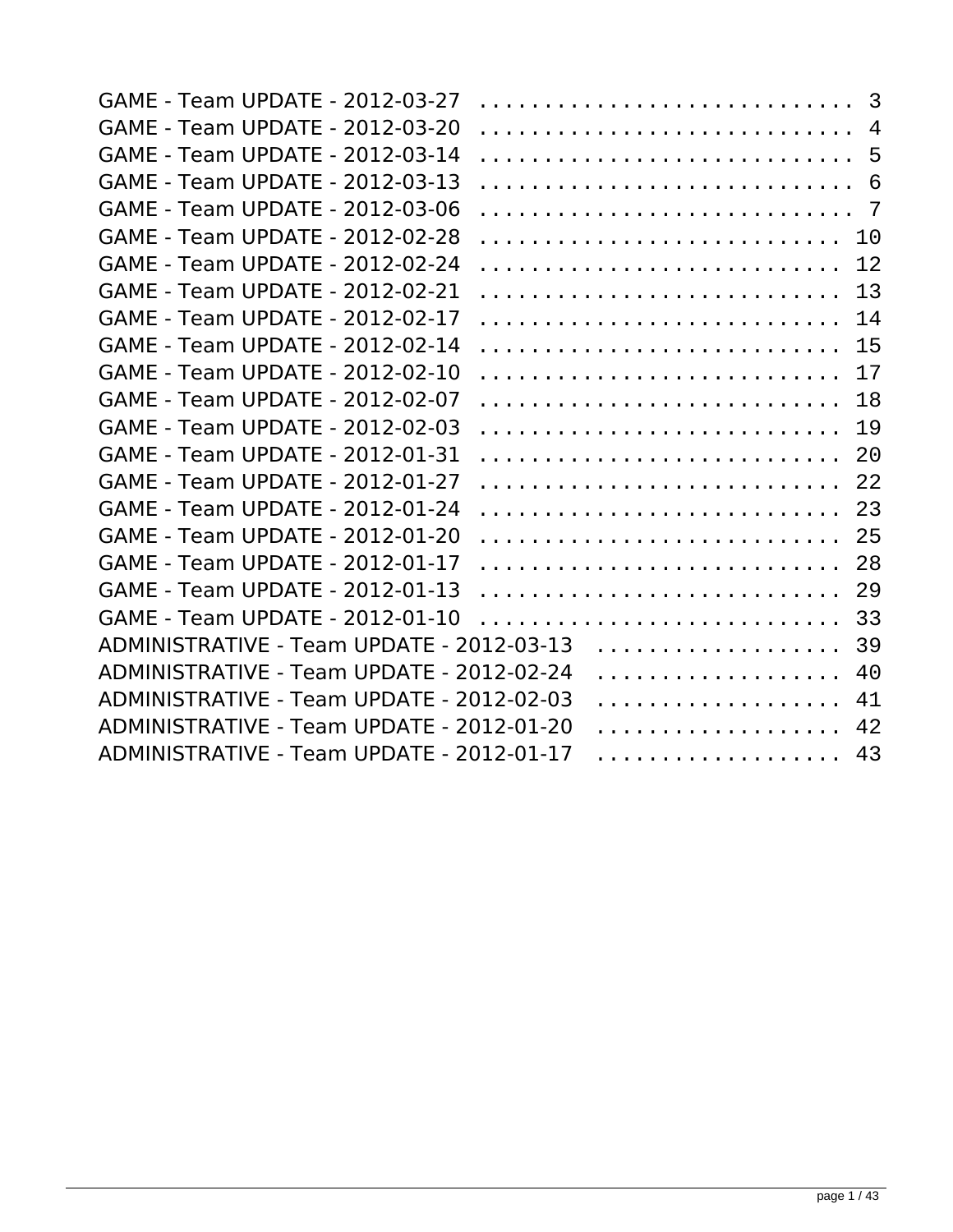GAME - Team UPDATE - 2012-03-27 . . . . . . . . . . . . . . . . . . . . . . . . . . . . 3
GAME - Team UPDATE - 2012-03-20 . . . . . . . . . . . . . . . . . . . . . . . . . . . . 4
GAME - Team UPDATE - 2012-03-14 . . . . . . . . . . . . . . . . . . . . . . . . . . . . 5
GAME - Team UPDATE - 2012-03-13 . . . . . . . . . . . . . . . . . . . . . . . . . . . . 6
GAME - Team UPDATE - 2012-03-06 . . . . . . . . . . . . . . . . . . . . . . . . . . . . 7
GAME - Team UPDATE - 2012-02-28 . . . . . . . . . . . . . . . . . . . . . . . . . . . 10
GAME - Team UPDATE - 2012-02-24 . . . . . . . . . . . . . . . . . . . . . . . . . . . 12
GAME - Team UPDATE - 2012-02-21 . . . . . . . . . . . . . . . . . . . . . . . . . . . 13
GAME - Team UPDATE - 2012-02-17 . . . . . . . . . . . . . . . . . . . . . . . . . . . 14
GAME - Team UPDATE - 2012-02-14 . . . . . . . . . . . . . . . . . . . . . . . . . . . 15
GAME - Team UPDATE - 2012-02-10 . . . . . . . . . . . . . . . . . . . . . . . . . . . 17
GAME - Team UPDATE - 2012-02-07 . . . . . . . . . . . . . . . . . . . . . . . . . . . 18
GAME - Team UPDATE - 2012-02-03 . . . . . . . . . . . . . . . . . . . . . . . . . . . 19
GAME - Team UPDATE - 2012-01-31 . . . . . . . . . . . . . . . . . . . . . . . . . . . 20
GAME - Team UPDATE - 2012-01-27 . . . . . . . . . . . . . . . . . . . . . . . . . . . 22
GAME - Team UPDATE - 2012-01-24 . . . . . . . . . . . . . . . . . . . . . . . . . . . 23
GAME - Team UPDATE - 2012-01-20 . . . . . . . . . . . . . . . . . . . . . . . . . . . 25
GAME - Team UPDATE - 2012-01-17 . . . . . . . . . . . . . . . . . . . . . . . . . . . 28
GAME - Team UPDATE - 2012-01-13 . . . . . . . . . . . . . . . . . . . . . . . . . . . 29
GAME - Team UPDATE - 2012-01-10 . . . . . . . . . . . . . . . . . . . . . . . . . . . 33
ADMINISTRATIVE - Team UPDATE - 2012-03-13 . . . . . . . . . . . . . . . . . . . 39
ADMINISTRATIVE - Team UPDATE - 2012-02-24 . . . . . . . . . . . . . . . . . . . 40
ADMINISTRATIVE - Team UPDATE - 2012-02-03 . . . . . . . . . . . . . . . . . . . 41
ADMINISTRATIVE - Team UPDATE - 2012-01-20 . . . . . . . . . . . . . . . . . . . 42
ADMINISTRATIVE - Team UPDATE - 2012-01-17 . . . . . . . . . . . . . . . . . . . 43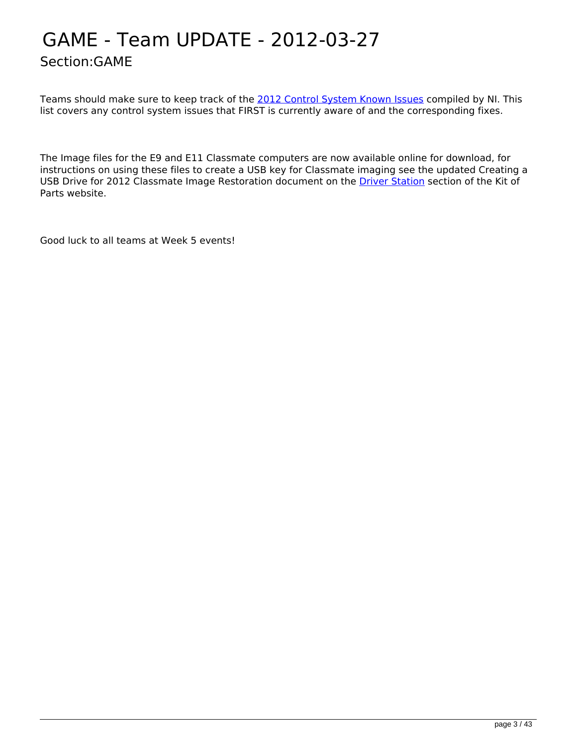# GAME - Team UPDATE - 2012-03-27

## Section:GAME

Teams should make sure to keep track of the 2012 Control System Known Issues compiled by NI. This list covers any control system issues that FIRST is currently aware of and the corresponding fixes.

The Image files for the E9 and E11 Classmate computers are now available online for download, for instructions on using these files to create a USB key for Classmate imaging see the updated Creating a USB Drive for 2012 Classmate Image Restoration document on the Driver Station section of the Kit of Parts website.

Good luck to all teams at Week 5 events!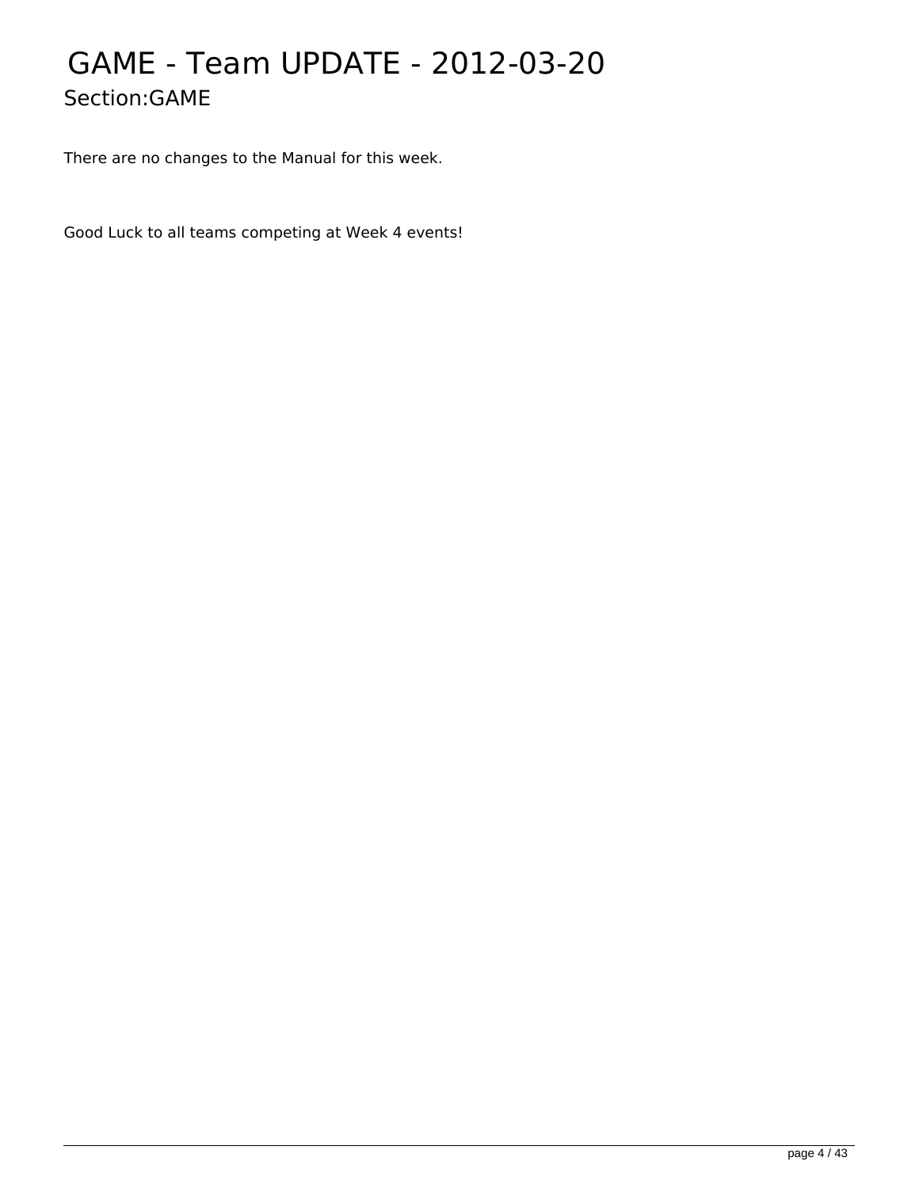# GAME - Team UPDATE - 2012-03-20

## Section:GAME

There are no changes to the Manual for this week.

Good Luck to all teams competing at Week 4 events!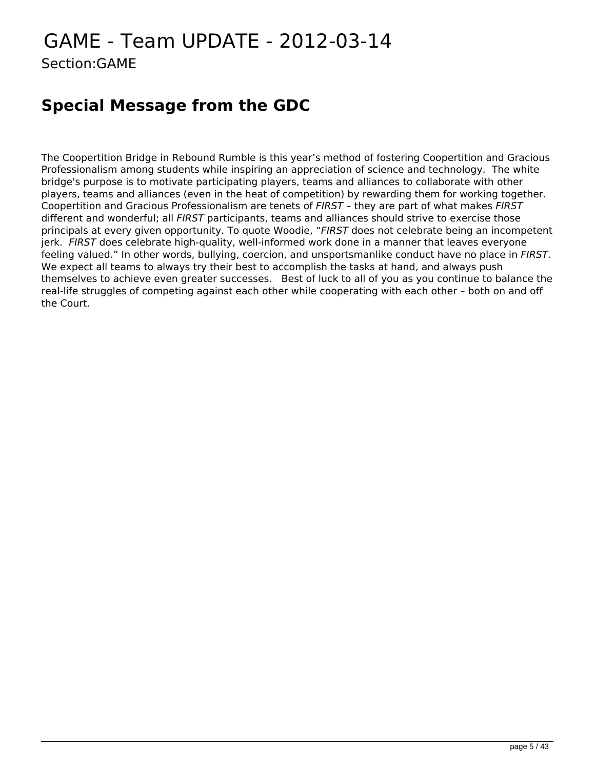# GAME - Team UPDATE - 2012-03-14

Section:GAME

## Special Message from the GDC

The Coopertition Bridge in Rebound Rumble is this year's method of fostering Coopertition and Gracious Professionalism among students while inspiring an appreciation of science and technology.  The white bridge's purpose is to motivate participating players, teams and alliances to collaborate with other players, teams and alliances (even in the heat of competition) by rewarding them for working together. Coopertition and Gracious Professionalism are tenets of *FIRST* – they are part of what makes *FIRST* different and wonderful; all *FIRST* participants, teams and alliances should strive to exercise those principals at every given opportunity. To quote Woodie, "*FIRST* does not celebrate being an incompetent jerk.  *FIRST* does celebrate high-quality, well-informed work done in a manner that leaves everyone feeling valued." In other words, bullying, coercion, and unsportsmanlike conduct have no place in *FIRST*. We expect all teams to always try their best to accomplish the tasks at hand, and always push themselves to achieve even greater successes.   Best of luck to all of you as you continue to balance the real-life struggles of competing against each other while cooperating with each other – both on and off the Court.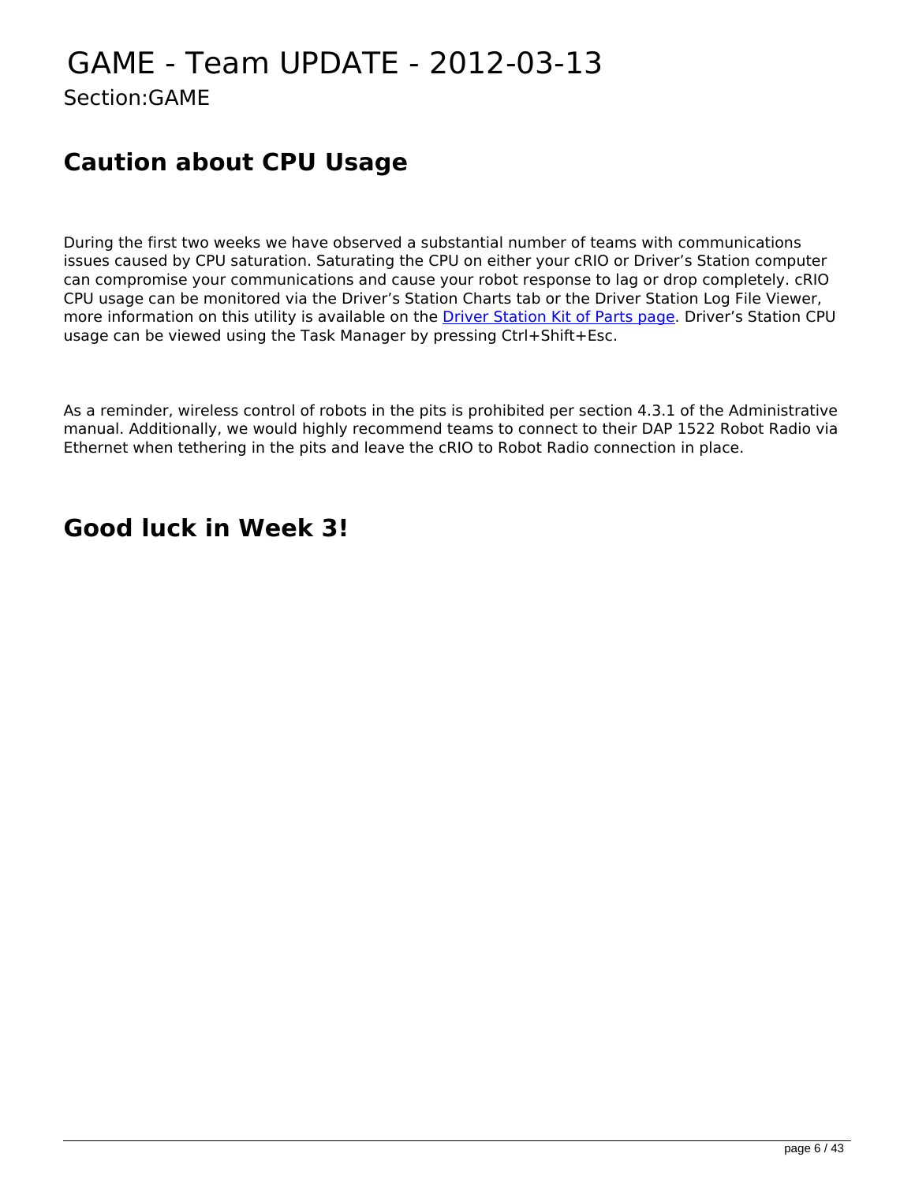# GAME - Team UPDATE - 2012-03-13

Section:GAME

## Caution about CPU Usage

During the first two weeks we have observed a substantial number of teams with communications issues caused by CPU saturation. Saturating the CPU on either your cRIO or Driver's Station computer can compromise your communications and cause your robot response to lag or drop completely. cRIO CPU usage can be monitored via the Driver's Station Charts tab or the Driver Station Log File Viewer, more information on this utility is available on the Driver Station Kit of Parts page. Driver's Station CPU usage can be viewed using the Task Manager by pressing Ctrl+Shift+Esc.

As a reminder, wireless control of robots in the pits is prohibited per section 4.3.1 of the Administrative manual. Additionally, we would highly recommend teams to connect to their DAP 1522 Robot Radio via Ethernet when tethering in the pits and leave the cRIO to Robot Radio connection in place.

## Good luck in Week 3!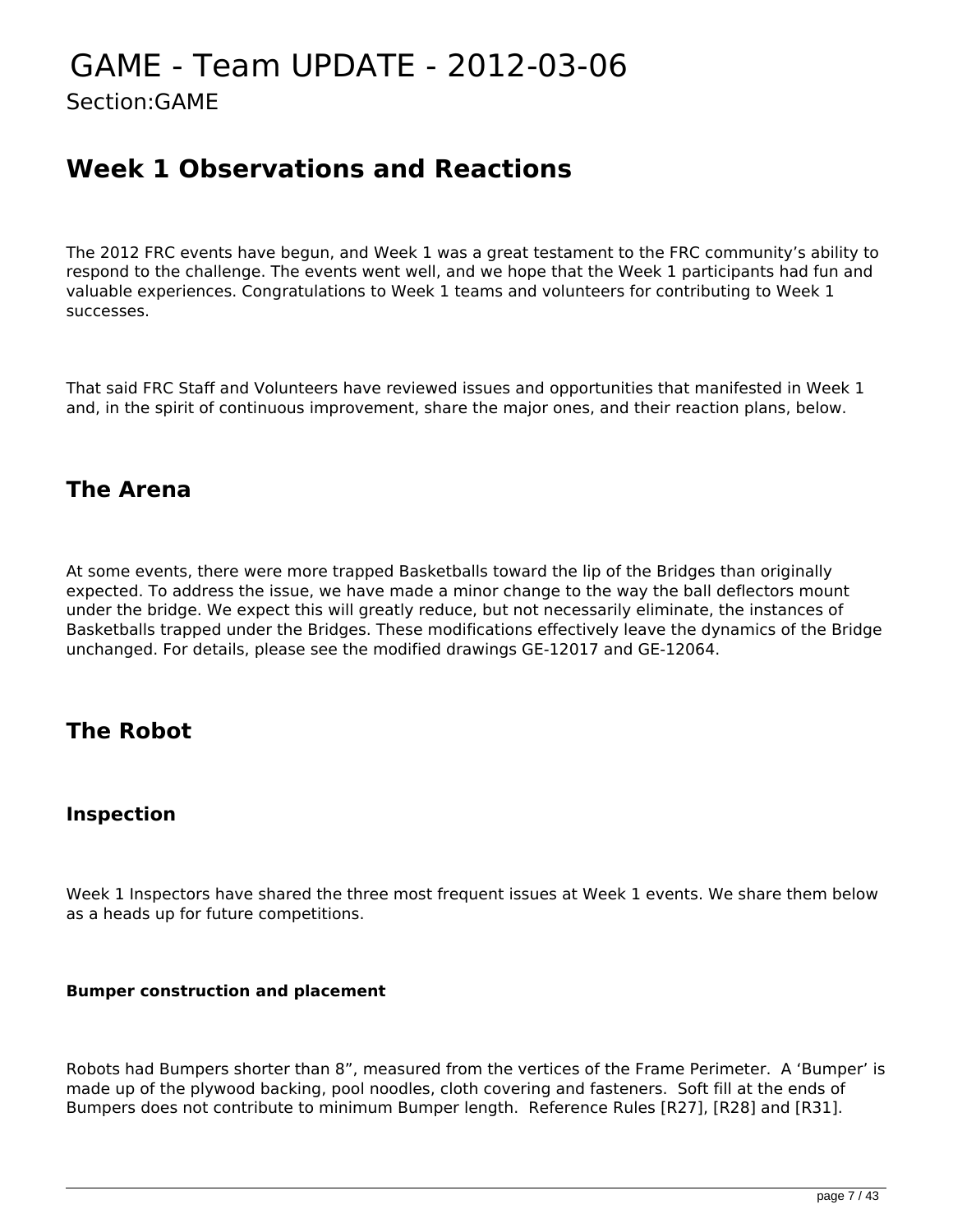# GAME - Team UPDATE - 2012-03-06

Section:GAME

## Week 1 Observations and Reactions

The 2012 FRC events have begun, and Week 1 was a great testament to the FRC community's ability to respond to the challenge. The events went well, and we hope that the Week 1 participants had fun and valuable experiences. Congratulations to Week 1 teams and volunteers for contributing to Week 1 successes.

That said FRC Staff and Volunteers have reviewed issues and opportunities that manifested in Week 1 and, in the spirit of continuous improvement, share the major ones, and their reaction plans, below.

## The Arena

At some events, there were more trapped Basketballs toward the lip of the Bridges than originally expected. To address the issue, we have made a minor change to the way the ball deflectors mount under the bridge. We expect this will greatly reduce, but not necessarily eliminate, the instances of Basketballs trapped under the Bridges. These modifications effectively leave the dynamics of the Bridge unchanged. For details, please see the modified drawings GE-12017 and GE-12064.

## The Robot

### Inspection

Week 1 Inspectors have shared the three most frequent issues at Week 1 events. We share them below as a heads up for future competitions.

#### Bumper construction and placement

Robots had Bumpers shorter than 8", measured from the vertices of the Frame Perimeter. A 'Bumper' is made up of the plywood backing, pool noodles, cloth covering and fasteners. Soft fill at the ends of Bumpers does not contribute to minimum Bumper length. Reference Rules [R27], [R28] and [R31].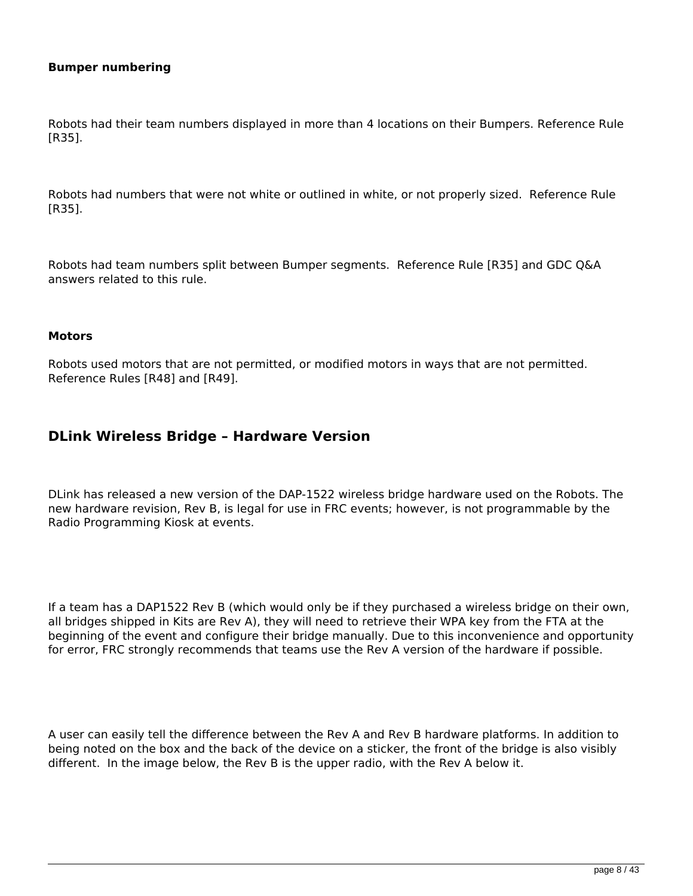**Bumper numbering**

Robots had their team numbers displayed in more than 4 locations on their Bumpers. Reference Rule [R35].

Robots had numbers that were not white or outlined in white, or not properly sized.  Reference Rule [R35].

Robots had team numbers split between Bumper segments.  Reference Rule [R35] and GDC Q&A answers related to this rule.

**Motors**

Robots used motors that are not permitted, or modified motors in ways that are not permitted. Reference Rules [R48] and [R49].

## DLink Wireless Bridge – Hardware Version

DLink has released a new version of the DAP-1522 wireless bridge hardware used on the Robots. The new hardware revision, Rev B, is legal for use in FRC events; however, is not programmable by the Radio Programming Kiosk at events.

If a team has a DAP1522 Rev B (which would only be if they purchased a wireless bridge on their own, all bridges shipped in Kits are Rev A), they will need to retrieve their WPA key from the FTA at the beginning of the event and configure their bridge manually. Due to this inconvenience and opportunity for error, FRC strongly recommends that teams use the Rev A version of the hardware if possible.

A user can easily tell the difference between the Rev A and Rev B hardware platforms. In addition to being noted on the box and the back of the device on a sticker, the front of the bridge is also visibly different.  In the image below, the Rev B is the upper radio, with the Rev A below it.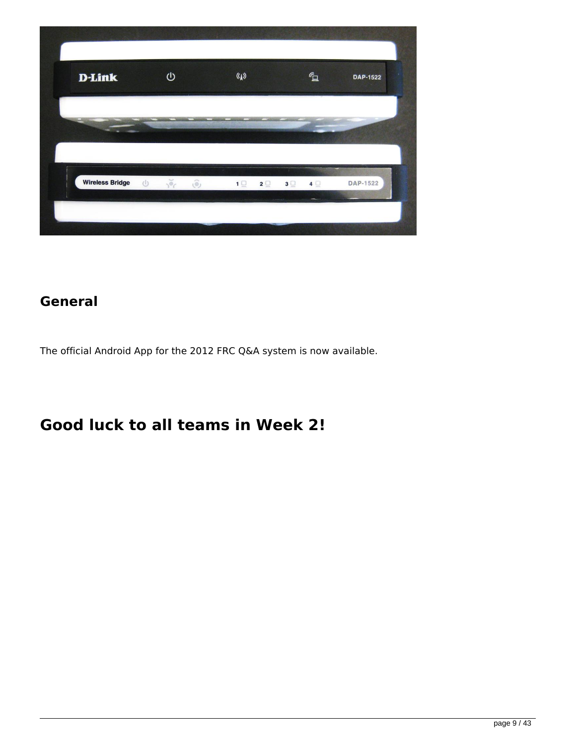## General

The official Android App for the 2012 FRC Q&A system is now available.

# Good luck to all teams in Week 2!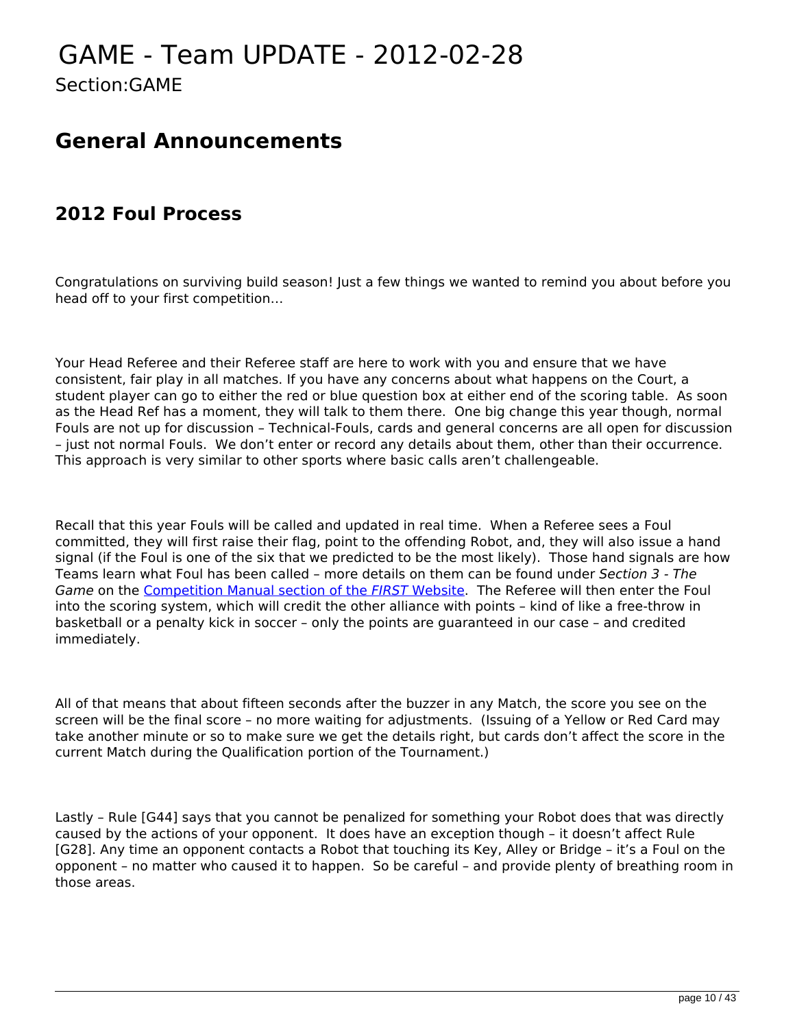# GAME - Team UPDATE - 2012-02-28

Section:GAME

## General Announcements

### 2012 Foul Process

Congratulations on surviving build season! Just a few things we wanted to remind you about before you head off to your first competition…

Your Head Referee and their Referee staff are here to work with you and ensure that we have consistent, fair play in all matches. If you have any concerns about what happens on the Court, a student player can go to either the red or blue question box at either end of the scoring table. As soon as the Head Ref has a moment, they will talk to them there. One big change this year though, normal Fouls are not up for discussion – Technical-Fouls, cards and general concerns are all open for discussion – just not normal Fouls. We don't enter or record any details about them, other than their occurrence. This approach is very similar to other sports where basic calls aren't challengeable.

Recall that this year Fouls will be called and updated in real time. When a Referee sees a Foul committed, they will first raise their flag, point to the offending Robot, and, they will also issue a hand signal (if the Foul is one of the six that we predicted to be the most likely). Those hand signals are how Teams learn what Foul has been called – more details on them can be found under *Section 3 - The Game* on the [Competition Manual section of the *FIRST* Website](). The Referee will then enter the Foul into the scoring system, which will credit the other alliance with points – kind of like a free-throw in basketball or a penalty kick in soccer – only the points are guaranteed in our case – and credited immediately.

All of that means that about fifteen seconds after the buzzer in any Match, the score you see on the screen will be the final score – no more waiting for adjustments. (Issuing of a Yellow or Red Card may take another minute or so to make sure we get the details right, but cards don't affect the score in the current Match during the Qualification portion of the Tournament.)

Lastly – Rule [G44] says that you cannot be penalized for something your Robot does that was directly caused by the actions of your opponent. It does have an exception though – it doesn't affect Rule [G28]. Any time an opponent contacts a Robot that touching its Key, Alley or Bridge – it's a Foul on the opponent – no matter who caused it to happen. So be careful – and provide plenty of breathing room in those areas.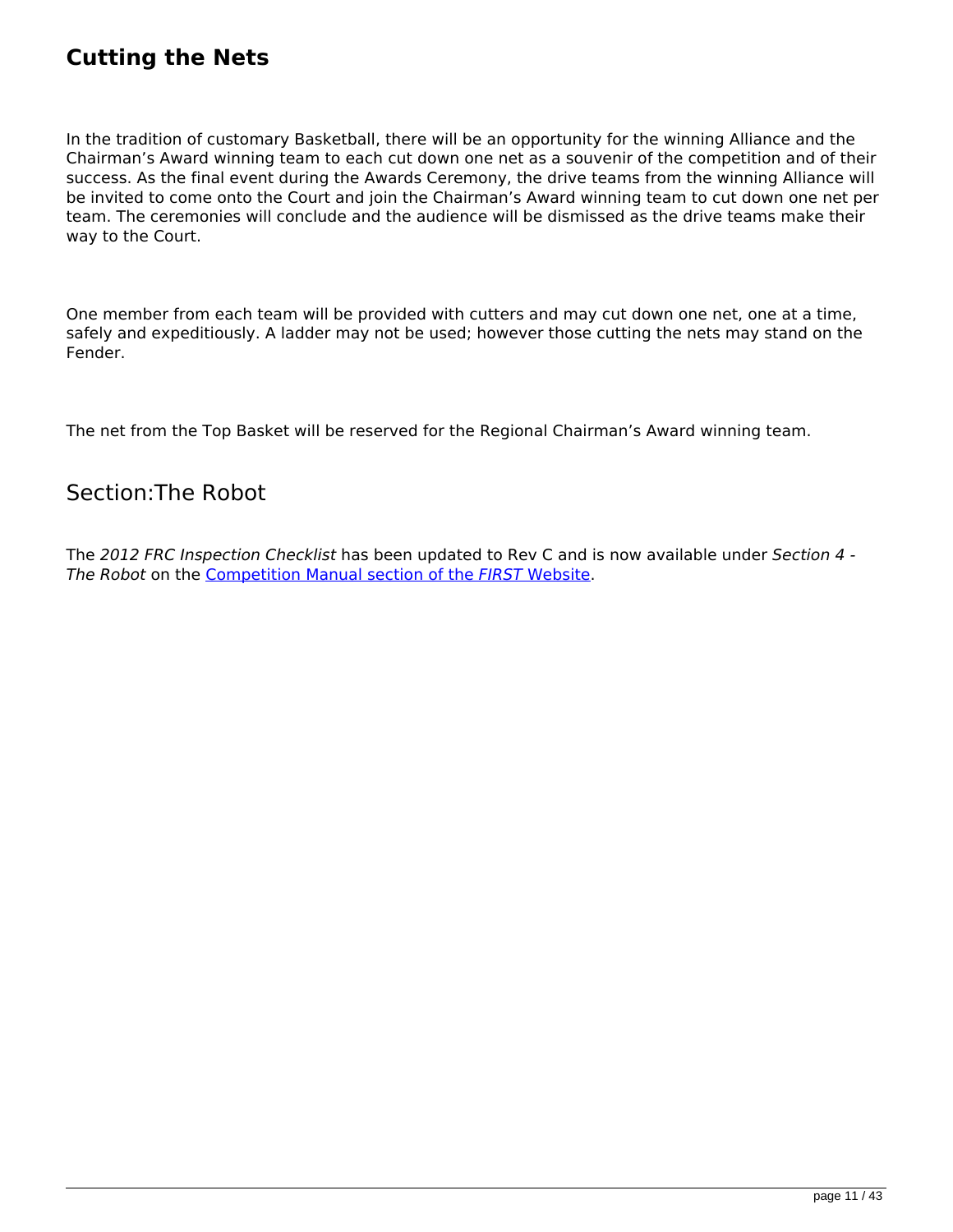## Cutting the Nets

In the tradition of customary Basketball, there will be an opportunity for the winning Alliance and the Chairman's Award winning team to each cut down one net as a souvenir of the competition and of their success. As the final event during the Awards Ceremony, the drive teams from the winning Alliance will be invited to come onto the Court and join the Chairman's Award winning team to cut down one net per team. The ceremonies will conclude and the audience will be dismissed as the drive teams make their way to the Court.

One member from each team will be provided with cutters and may cut down one net, one at a time, safely and expeditiously. A ladder may not be used; however those cutting the nets may stand on the Fender.

The net from the Top Basket will be reserved for the Regional Chairman's Award winning team.

## Section:The Robot

The *2012 FRC Inspection Checklist* has been updated to Rev C and is now available under *Section 4 - The Robot* on the Competition Manual section of the *FIRST* Website.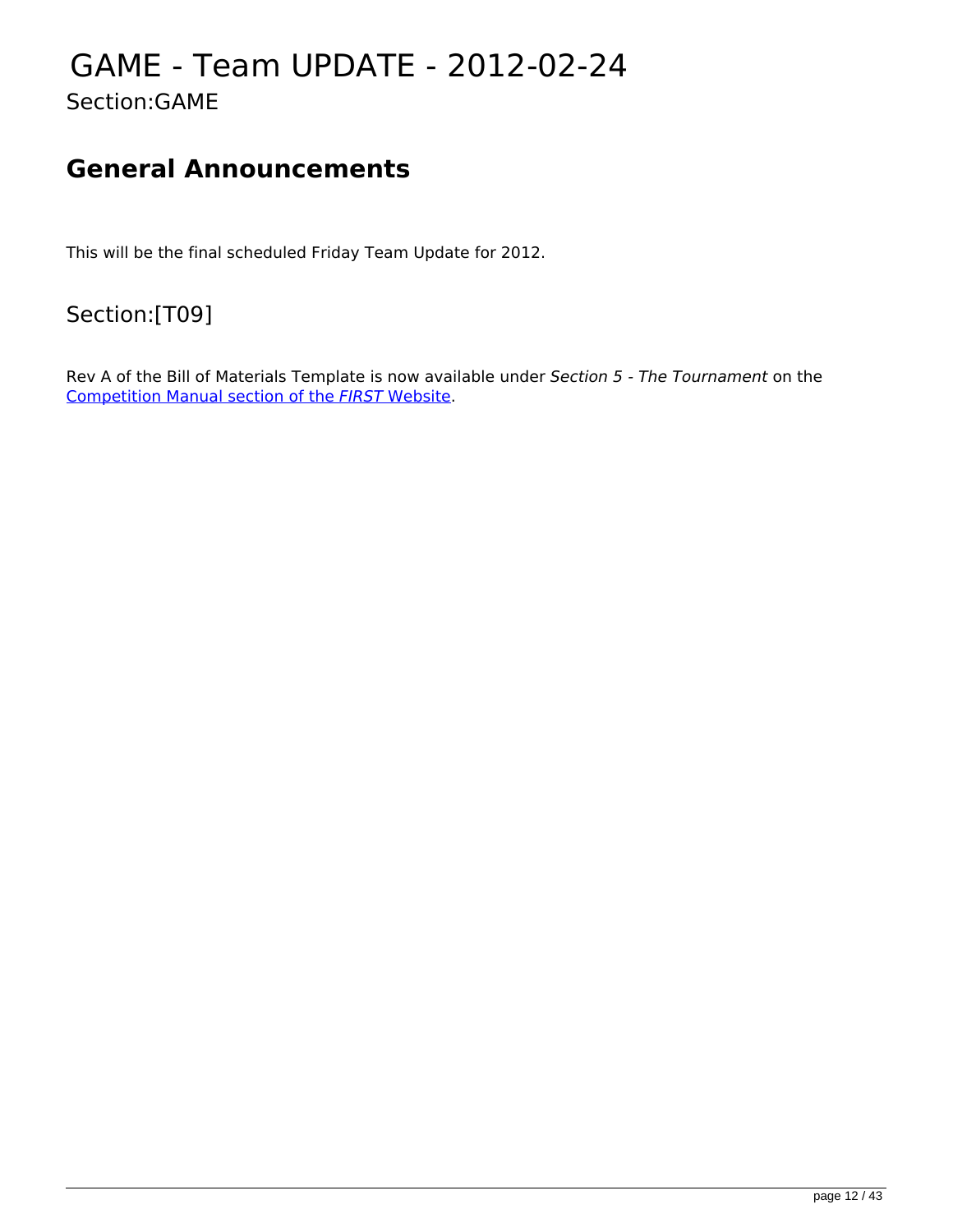# GAME - Team UPDATE - 2012-02-24

Section:GAME

## General Announcements

This will be the final scheduled Friday Team Update for 2012.

Section:[T09]

Rev A of the Bill of Materials Template is now available under *Section 5 - The Tournament* on the Competition Manual section of the *FIRST* Website.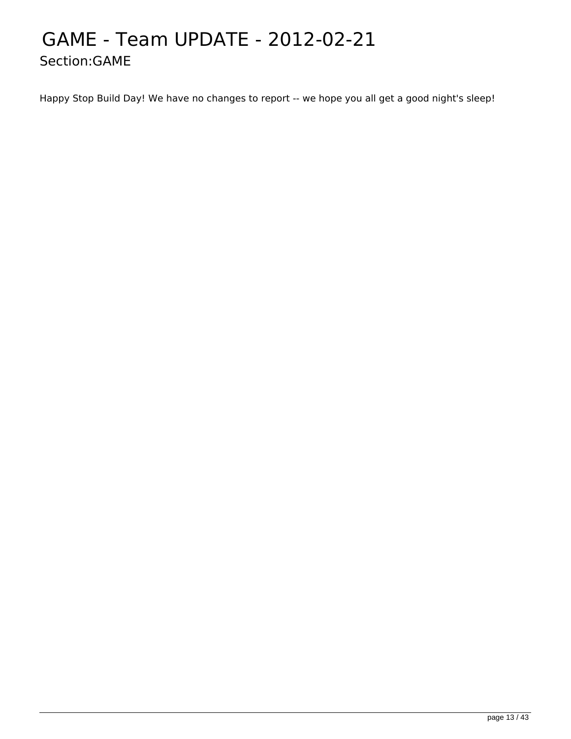# GAME - Team UPDATE - 2012-02-21

## Section:GAME

Happy Stop Build Day! We have no changes to report -- we hope you all get a good night's sleep!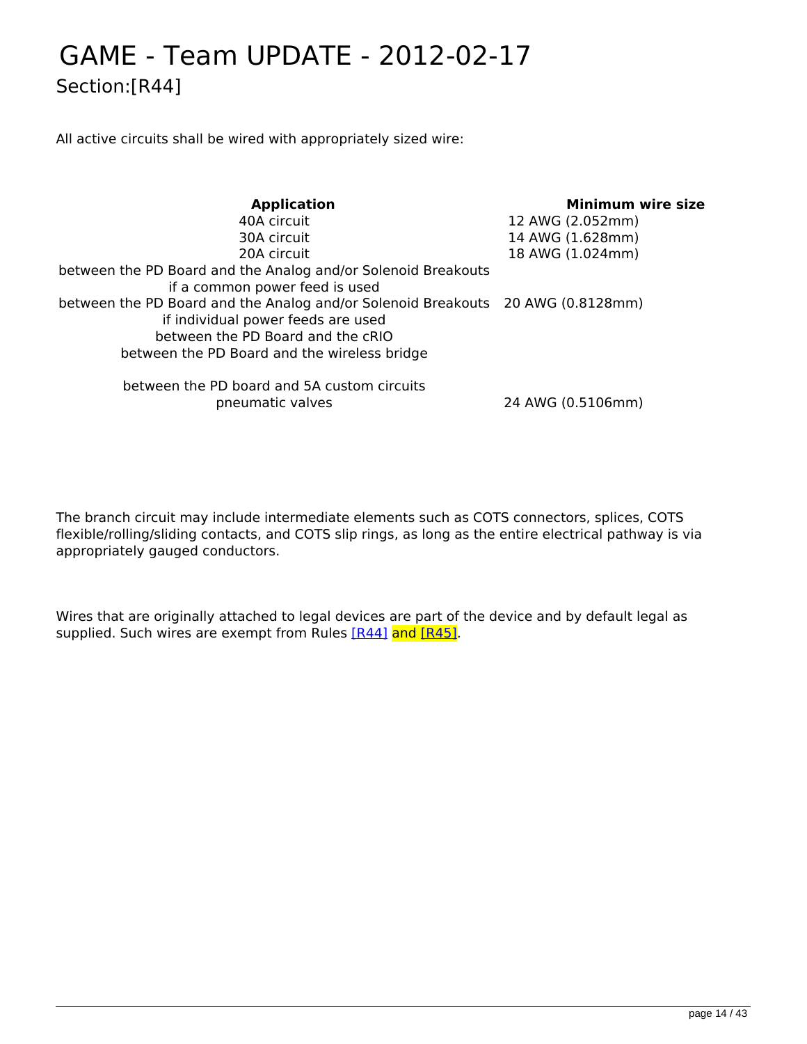# GAME - Team UPDATE - 2012-02-17

## Section:[R44]

All active circuits shall be wired with appropriately sized wire:

| Application | Minimum wire size |
|---|---|
| 40A circuit | 12 AWG (2.052mm) |
| 30A circuit | 14 AWG (1.628mm) |
| 20A circuit<br>between the PD Board and the Analog and/or Solenoid Breakouts if a common power feed is used | 18 AWG (1.024mm) |
| between the PD Board and the Analog and/or Solenoid Breakouts if individual power feeds are used<br>between the PD Board and the cRIO<br>between the PD Board and the wireless bridge | 20 AWG (0.8128mm) |
| between the PD board and 5A custom circuits<br>pneumatic valves | 24 AWG (0.5106mm) |

The branch circuit may include intermediate elements such as COTS connectors, splices, COTS flexible/rolling/sliding contacts, and COTS slip rings, as long as the entire electrical pathway is via appropriately gauged conductors.

Wires that are originally attached to legal devices are part of the device and by default legal as supplied. Such wires are exempt from Rules [R44] and [R45].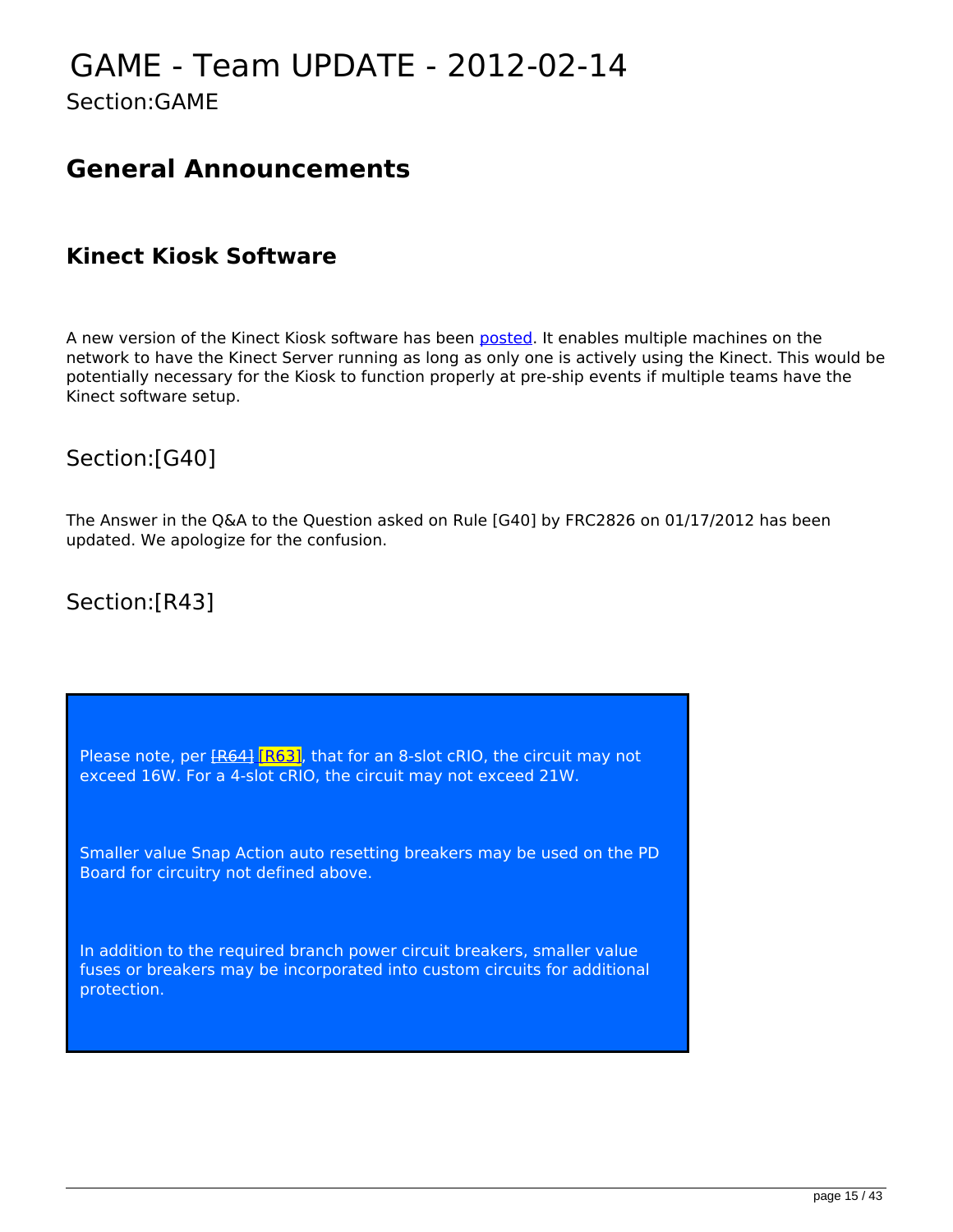# GAME - Team UPDATE - 2012-02-14

Section:GAME

## General Announcements

### Kinect Kiosk Software

A new version of the Kinect Kiosk software has been posted. It enables multiple machines on the network to have the Kinect Server running as long as only one is actively using the Kinect. This would be potentially necessary for the Kiosk to function properly at pre-ship events if multiple teams have the Kinect software setup.

Section:[G40]

The Answer in the Q&A to the Question asked on Rule [G40] by FRC2826 on 01/17/2012 has been updated. We apologize for the confusion.

Section:[R43]

Please note, per ~~[R64]~~ [R63], that for an 8-slot cRIO, the circuit may not exceed 16W. For a 4-slot cRIO, the circuit may not exceed 21W.

Smaller value Snap Action auto resetting breakers may be used on the PD Board for circuitry not defined above.

In addition to the required branch power circuit breakers, smaller value fuses or breakers may be incorporated into custom circuits for additional protection.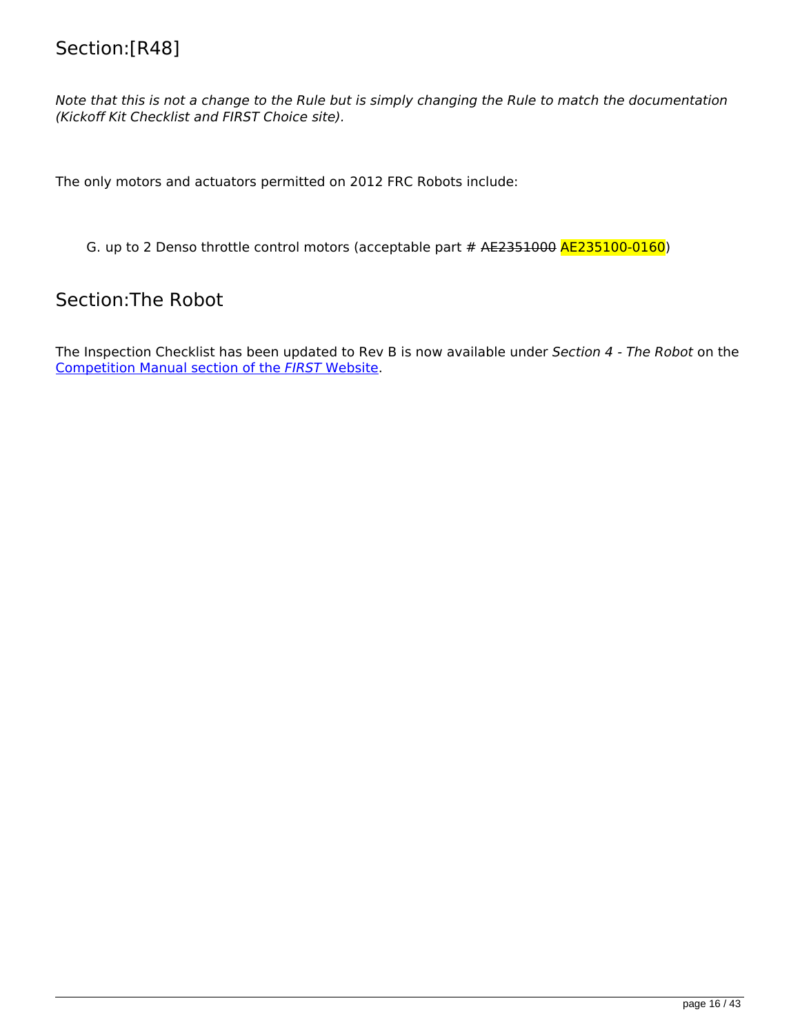## Section:[R48]

*Note that this is not a change to the Rule but is simply changing the Rule to match the documentation (Kickoff Kit Checklist and FIRST Choice site).*

The only motors and actuators permitted on 2012 FRC Robots include:

G. up to 2 Denso throttle control motors (acceptable part # ~~AE2351000~~ AE235100-0160)

## Section:The Robot

The Inspection Checklist has been updated to Rev B is now available under *Section 4 - The Robot* on the [Competition Manual section of the *FIRST* Website].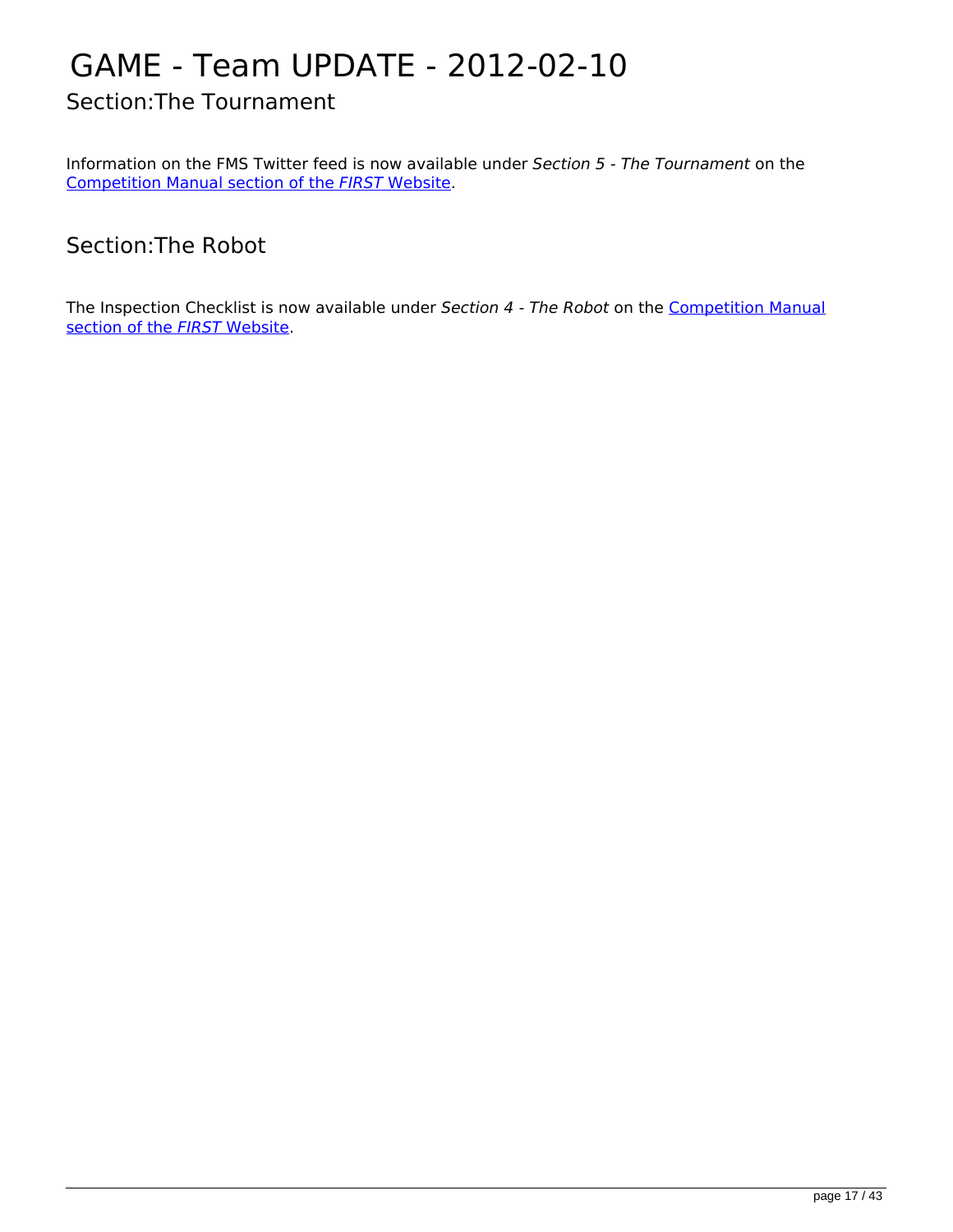# GAME - Team UPDATE - 2012-02-10

## Section:The Tournament

Information on the FMS Twitter feed is now available under *Section 5 - The Tournament* on the Competition Manual section of the *FIRST* Website.

## Section:The Robot

The Inspection Checklist is now available under *Section 4 - The Robot* on the Competition Manual section of the *FIRST* Website.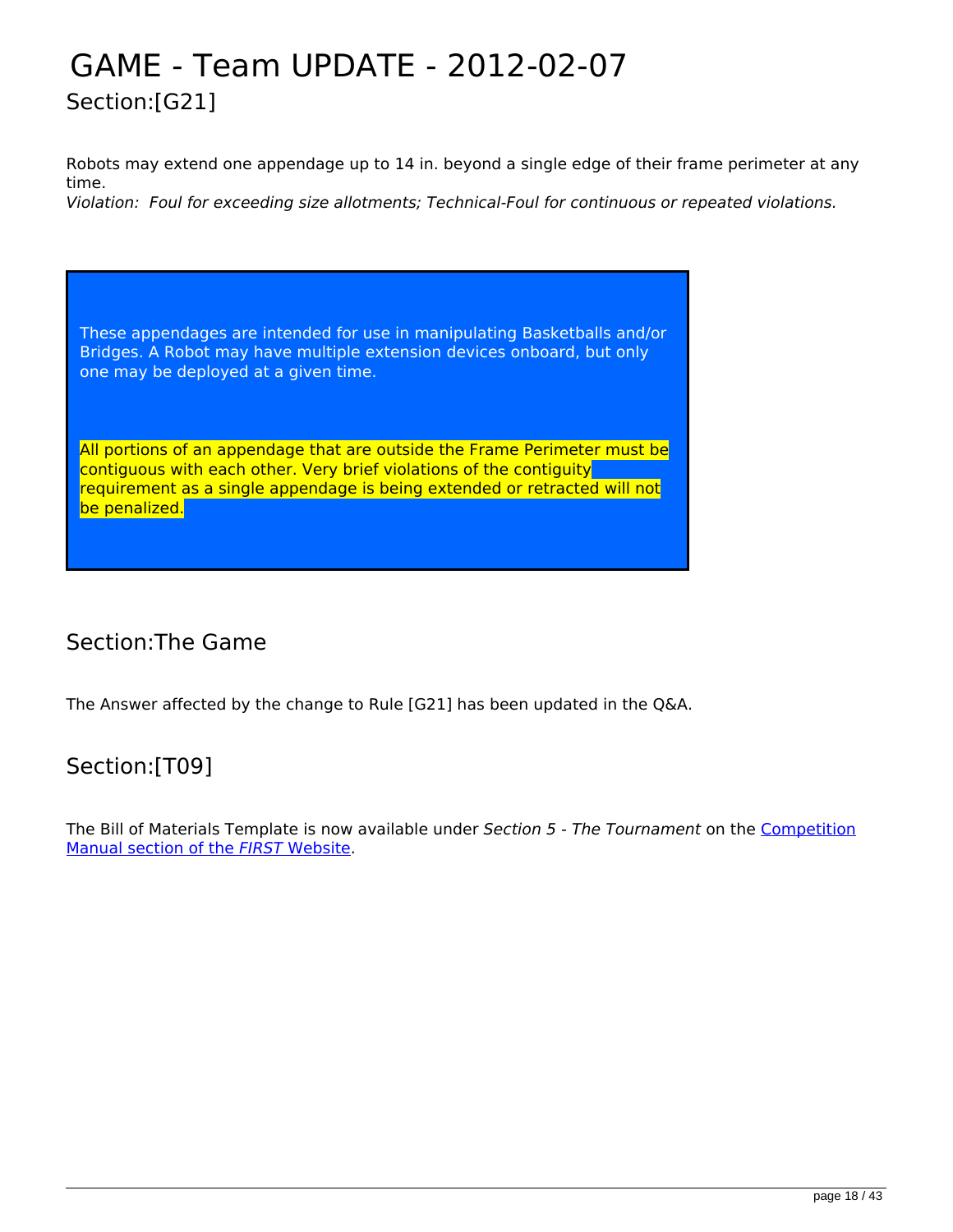# GAME - Team UPDATE - 2012-02-07

## Section:[G21]

Robots may extend one appendage up to 14 in. beyond a single edge of their frame perimeter at any time.

*Violation: Foul for exceeding size allotments; Technical-Foul for continuous or repeated violations.*

> These appendages are intended for use in manipulating Basketballs and/or Bridges. A Robot may have multiple extension devices onboard, but only one may be deployed at a given time.
>
> All portions of an appendage that are outside the Frame Perimeter must be contiguous with each other. Very brief violations of the contiguity requirement as a single appendage is being extended or retracted will not be penalized.

## Section:The Game

The Answer affected by the change to Rule [G21] has been updated in the Q&A.

## Section:[T09]

The Bill of Materials Template is now available under *Section 5 - The Tournament* on the Competition Manual section of the *FIRST* Website.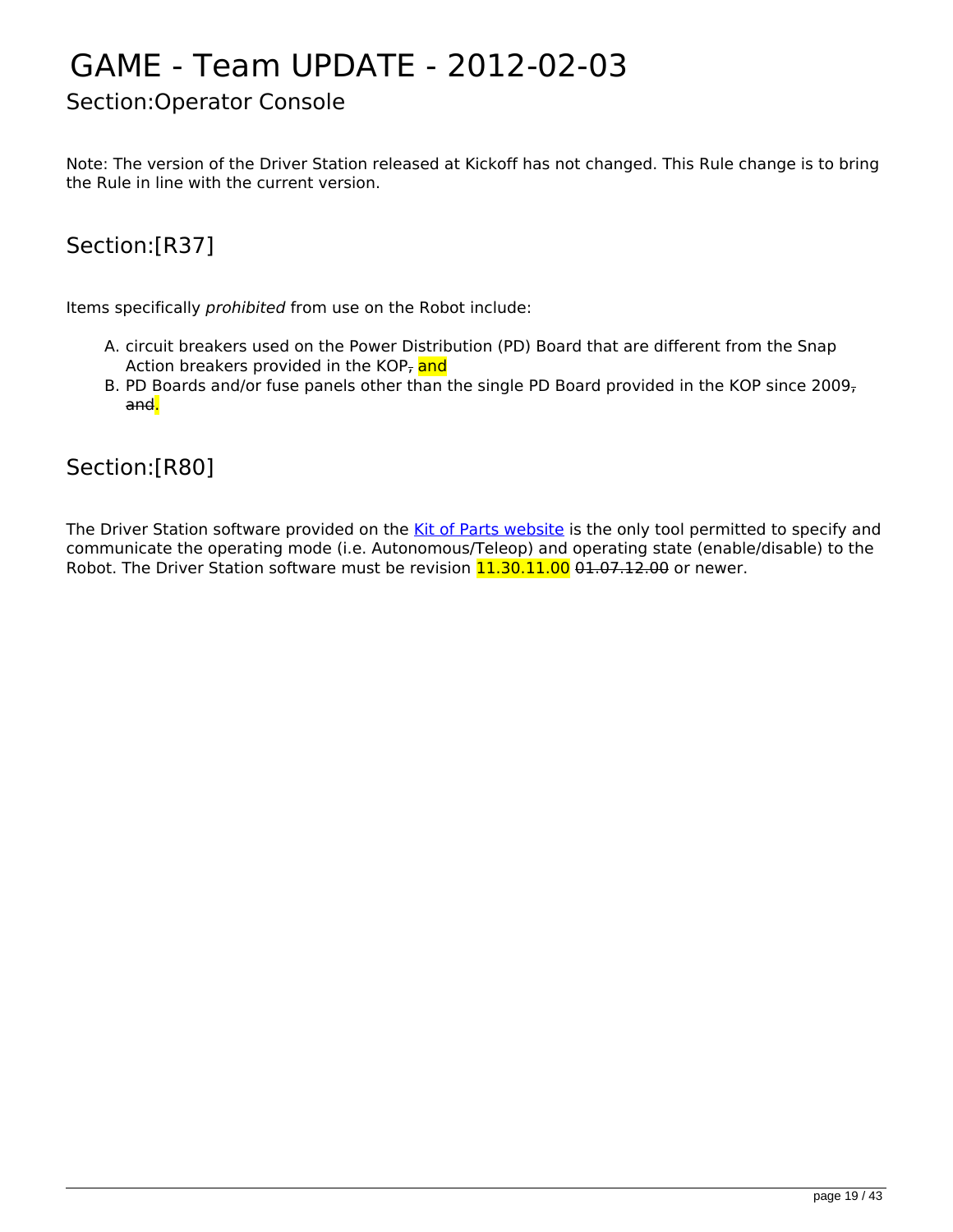# GAME - Team UPDATE - 2012-02-03

## Section:Operator Console

Note: The version of the Driver Station released at Kickoff has not changed. This Rule change is to bring the Rule in line with the current version.

## Section:[R37]

Items specifically *prohibited* from use on the Robot include:

A. circuit breakers used on the Power Distribution (PD) Board that are different from the Snap Action breakers provided in the KOP~~,~~ and
B. PD Boards and/or fuse panels other than the single PD Board provided in the KOP since 2009~~, and~~.

## Section:[R80]

The Driver Station software provided on the [Kit of Parts website] is the only tool permitted to specify and communicate the operating mode (i.e. Autonomous/Teleop) and operating state (enable/disable) to the Robot. The Driver Station software must be revision 11.30.11.00 ~~01.07.12.00~~ or newer.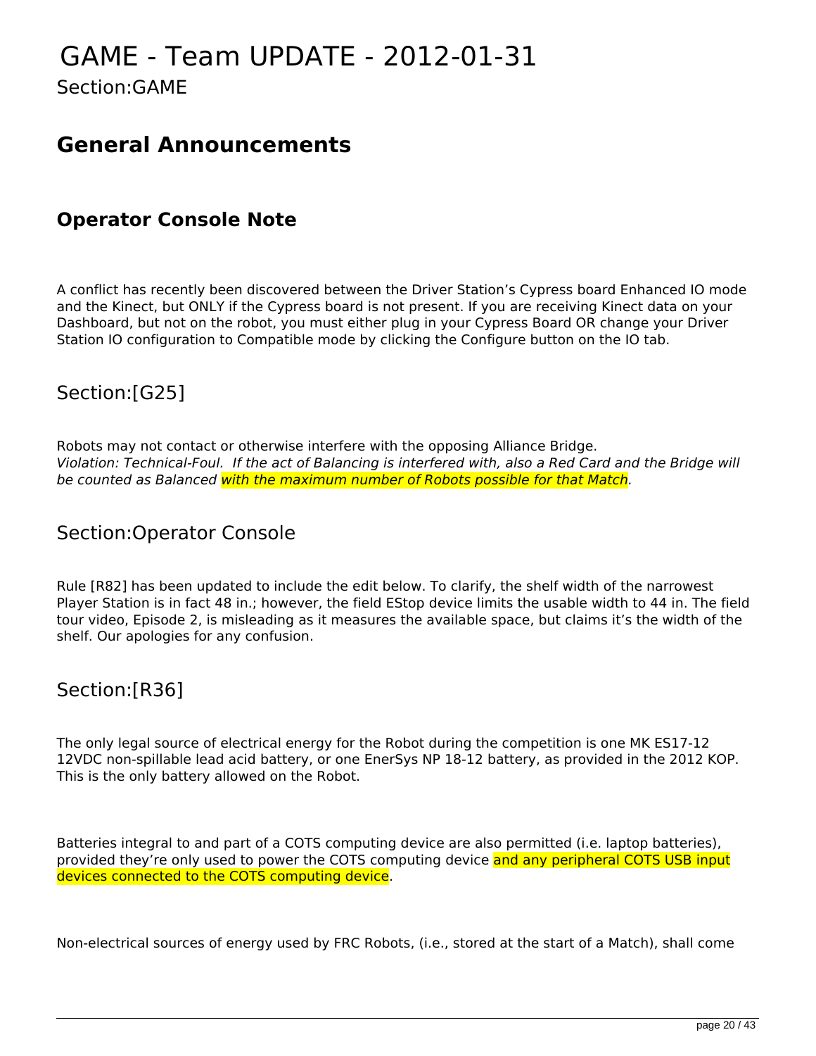# GAME - Team UPDATE - 2012-01-31

Section:GAME

## General Announcements

### Operator Console Note

A conflict has recently been discovered between the Driver Station's Cypress board Enhanced IO mode and the Kinect, but ONLY if the Cypress board is not present. If you are receiving Kinect data on your Dashboard, but not on the robot, you must either plug in your Cypress Board OR change your Driver Station IO configuration to Compatible mode by clicking the Configure button on the IO tab.

## Section:[G25]

Robots may not contact or otherwise interfere with the opposing Alliance Bridge.
*Violation: Technical-Foul. If the act of Balancing is interfered with, also a Red Card and the Bridge will be counted as Balanced with the maximum number of Robots possible for that Match.*

## Section:Operator Console

Rule [R82] has been updated to include the edit below. To clarify, the shelf width of the narrowest Player Station is in fact 48 in.; however, the field EStop device limits the usable width to 44 in. The field tour video, Episode 2, is misleading as it measures the available space, but claims it's the width of the shelf. Our apologies for any confusion.

## Section:[R36]

The only legal source of electrical energy for the Robot during the competition is one MK ES17-12 12VDC non-spillable lead acid battery, or one EnerSys NP 18-12 battery, as provided in the 2012 KOP. This is the only battery allowed on the Robot.

Batteries integral to and part of a COTS computing device are also permitted (i.e. laptop batteries), provided they're only used to power the COTS computing device and any peripheral COTS USB input devices connected to the COTS computing device.

Non-electrical sources of energy used by FRC Robots, (i.e., stored at the start of a Match), shall come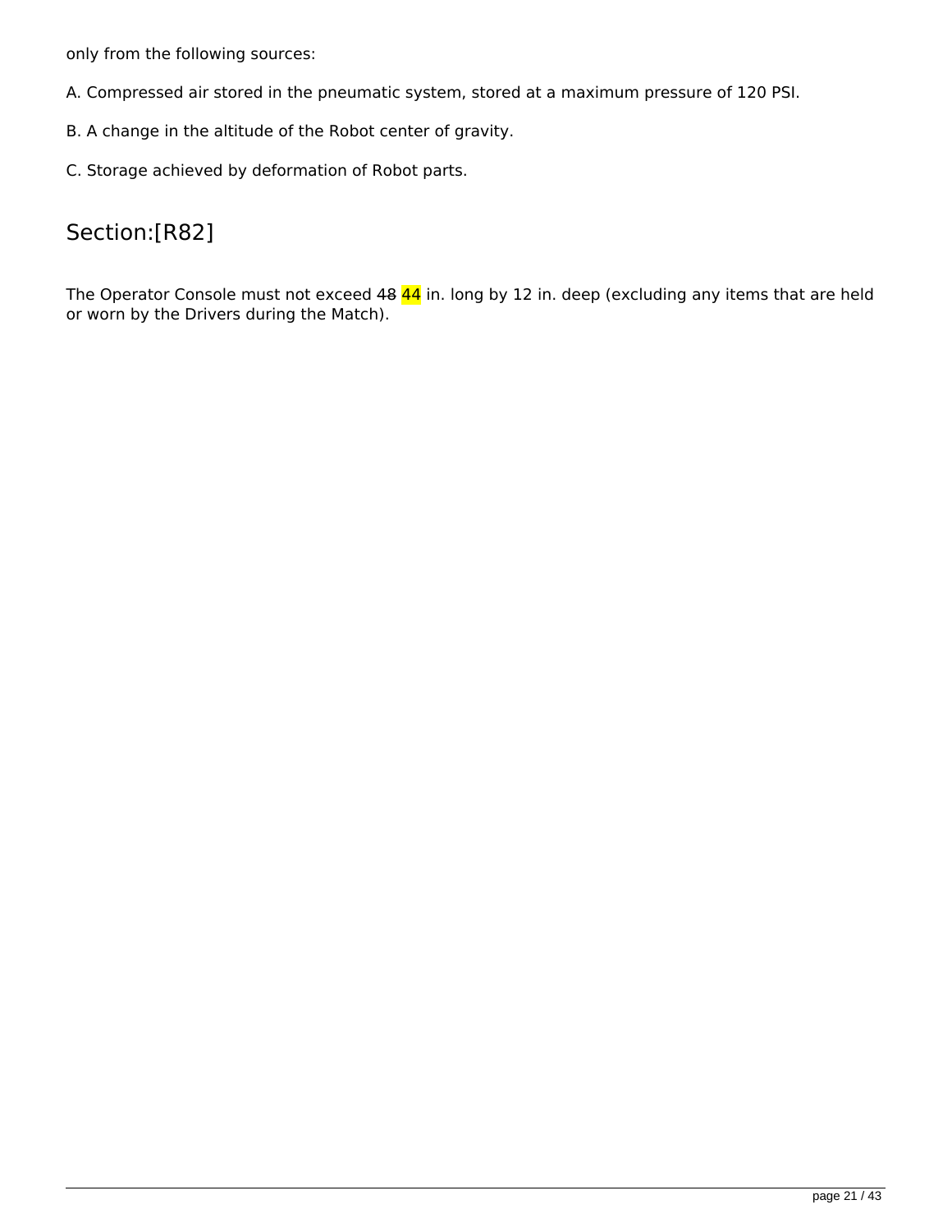only from the following sources:

A. Compressed air stored in the pneumatic system, stored at a maximum pressure of 120 PSI.

B. A change in the altitude of the Robot center of gravity.

C. Storage achieved by deformation of Robot parts.

## Section:[R82]

The Operator Console must not exceed ~~48~~ 44 in. long by 12 in. deep (excluding any items that are held or worn by the Drivers during the Match).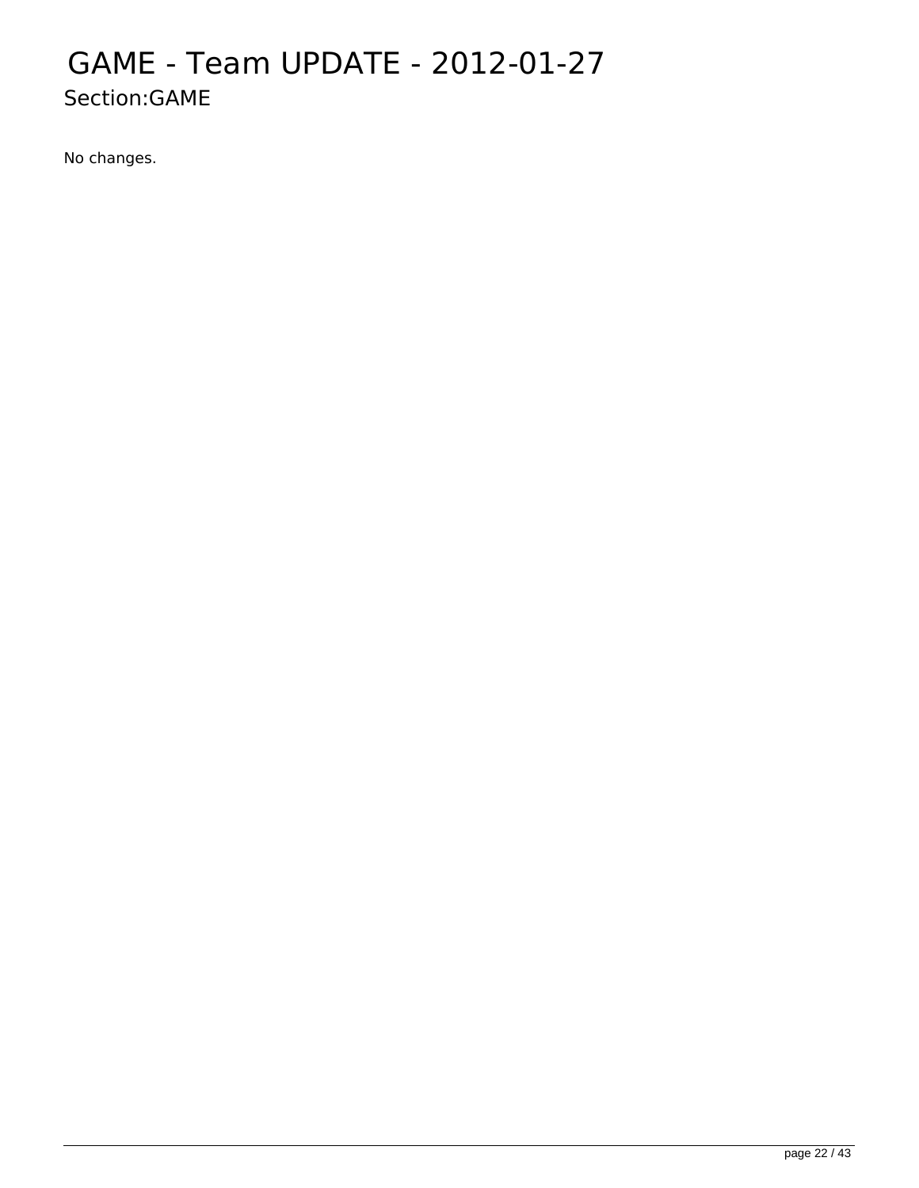# GAME - Team UPDATE - 2012-01-27

## Section:GAME

No changes.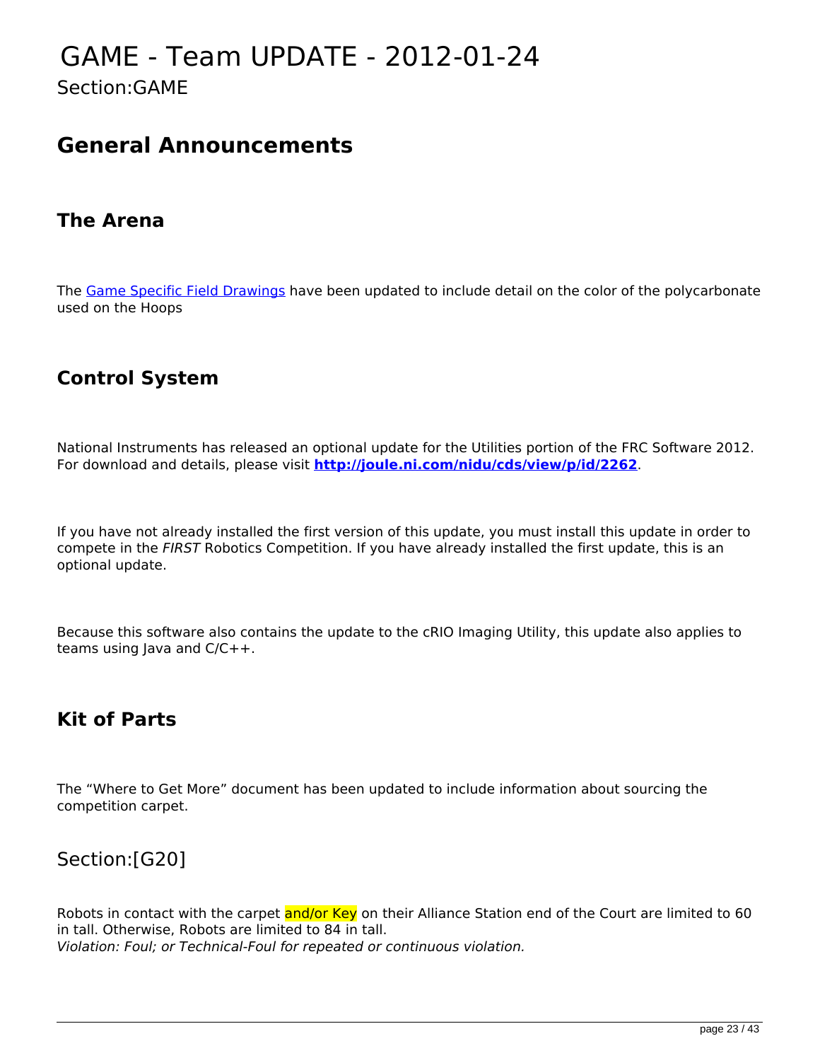# GAME - Team UPDATE - 2012-01-24

Section:GAME

## General Announcements

### The Arena

The [Game Specific Field Drawings]() have been updated to include detail on the color of the polycarbonate used on the Hoops

### Control System

National Instruments has released an optional update for the Utilities portion of the FRC Software 2012. For download and details, please visit **[http://joule.ni.com/nidu/cds/view/p/id/2262](http://joule.ni.com/nidu/cds/view/p/id/2262)**.

If you have not already installed the first version of this update, you must install this update in order to compete in the *FIRST* Robotics Competition. If you have already installed the first update, this is an optional update.

Because this software also contains the update to the cRIO Imaging Utility, this update also applies to teams using Java and C/C++.

### Kit of Parts

The “Where to Get More” document has been updated to include information about sourcing the competition carpet.

## Section:[G20]

Robots in contact with the carpet and/or Key on their Alliance Station end of the Court are limited to 60 in tall. Otherwise, Robots are limited to 84 in tall.
*Violation: Foul; or Technical-Foul for repeated or continuous violation.*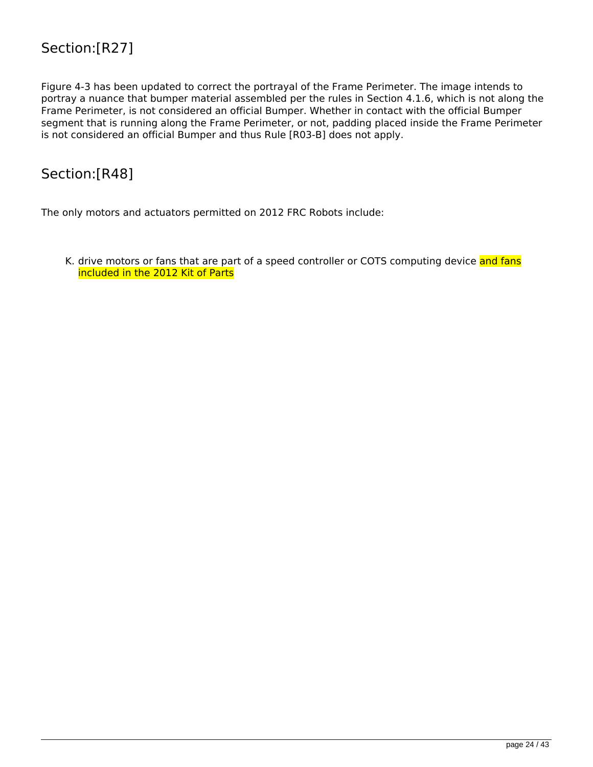## Section:[R27]

Figure 4-3 has been updated to correct the portrayal of the Frame Perimeter. The image intends to portray a nuance that bumper material assembled per the rules in Section 4.1.6, which is not along the Frame Perimeter, is not considered an official Bumper. Whether in contact with the official Bumper segment that is running along the Frame Perimeter, or not, padding placed inside the Frame Perimeter is not considered an official Bumper and thus Rule [R03-B] does not apply.

## Section:[R48]

The only motors and actuators permitted on 2012 FRC Robots include:

K. drive motors or fans that are part of a speed controller or COTS computing device and fans included in the 2012 Kit of Parts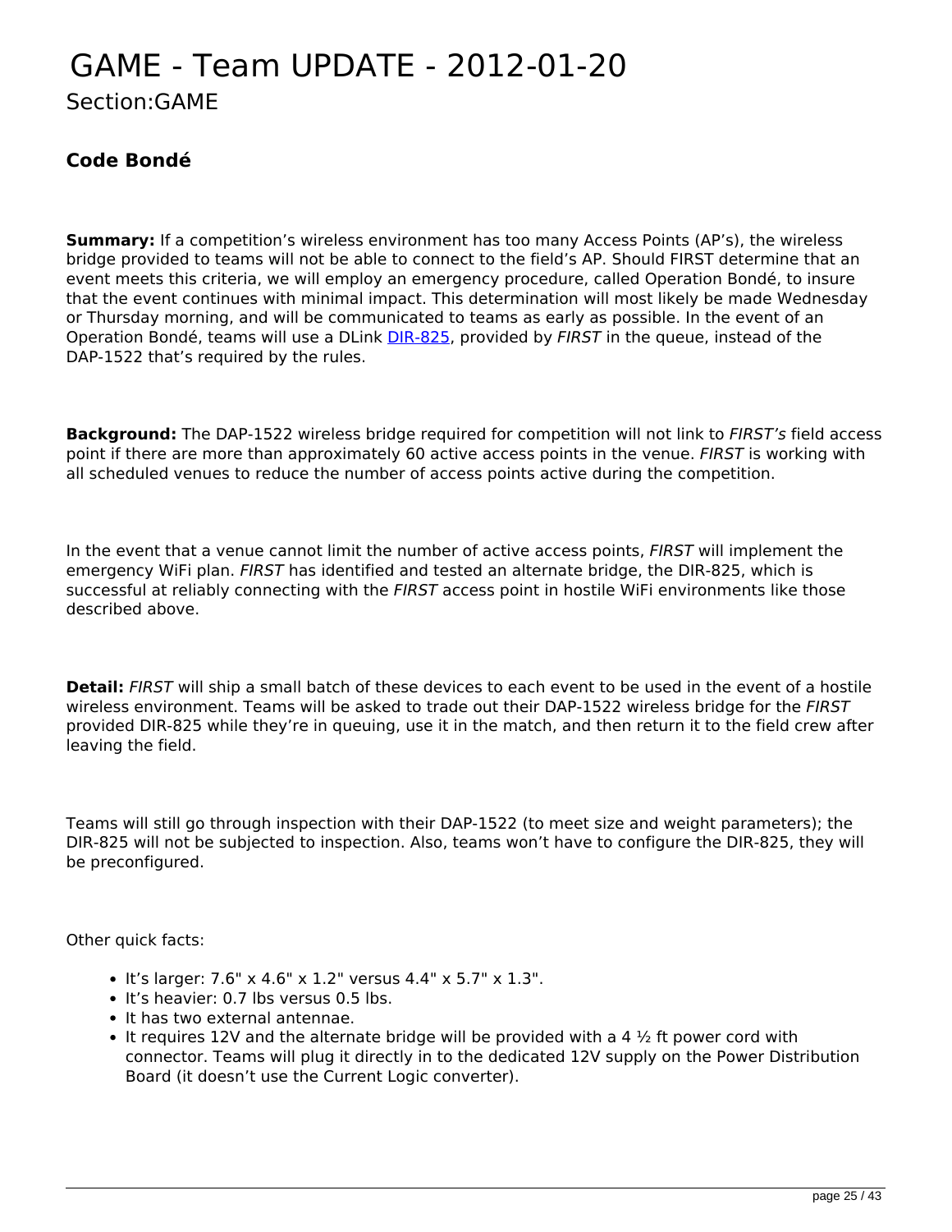# GAME - Team UPDATE - 2012-01-20

## Section:GAME

### Code Bondé

**Summary:** If a competition's wireless environment has too many Access Points (AP's), the wireless bridge provided to teams will not be able to connect to the field's AP. Should FIRST determine that an event meets this criteria, we will employ an emergency procedure, called Operation Bondé, to insure that the event continues with minimal impact. This determination will most likely be made Wednesday or Thursday morning, and will be communicated to teams as early as possible. In the event of an Operation Bondé, teams will use a DLink DIR-825, provided by *FIRST* in the queue, instead of the DAP-1522 that's required by the rules.

**Background:** The DAP-1522 wireless bridge required for competition will not link to *FIRST's* field access point if there are more than approximately 60 active access points in the venue. *FIRST* is working with all scheduled venues to reduce the number of access points active during the competition.

In the event that a venue cannot limit the number of active access points, *FIRST* will implement the emergency WiFi plan. *FIRST* has identified and tested an alternate bridge, the DIR-825, which is successful at reliably connecting with the *FIRST* access point in hostile WiFi environments like those described above.

**Detail:** *FIRST* will ship a small batch of these devices to each event to be used in the event of a hostile wireless environment. Teams will be asked to trade out their DAP-1522 wireless bridge for the *FIRST* provided DIR-825 while they're in queuing, use it in the match, and then return it to the field crew after leaving the field.

Teams will still go through inspection with their DAP-1522 (to meet size and weight parameters); the DIR-825 will not be subjected to inspection. Also, teams won't have to configure the DIR-825, they will be preconfigured.

Other quick facts:

- It's larger: 7.6" x 4.6" x 1.2" versus 4.4" x 5.7" x 1.3".
- It's heavier: 0.7 lbs versus 0.5 lbs.
- It has two external antennae.
- It requires 12V and the alternate bridge will be provided with a 4 ½ ft power cord with connector. Teams will plug it directly in to the dedicated 12V supply on the Power Distribution Board (it doesn't use the Current Logic converter).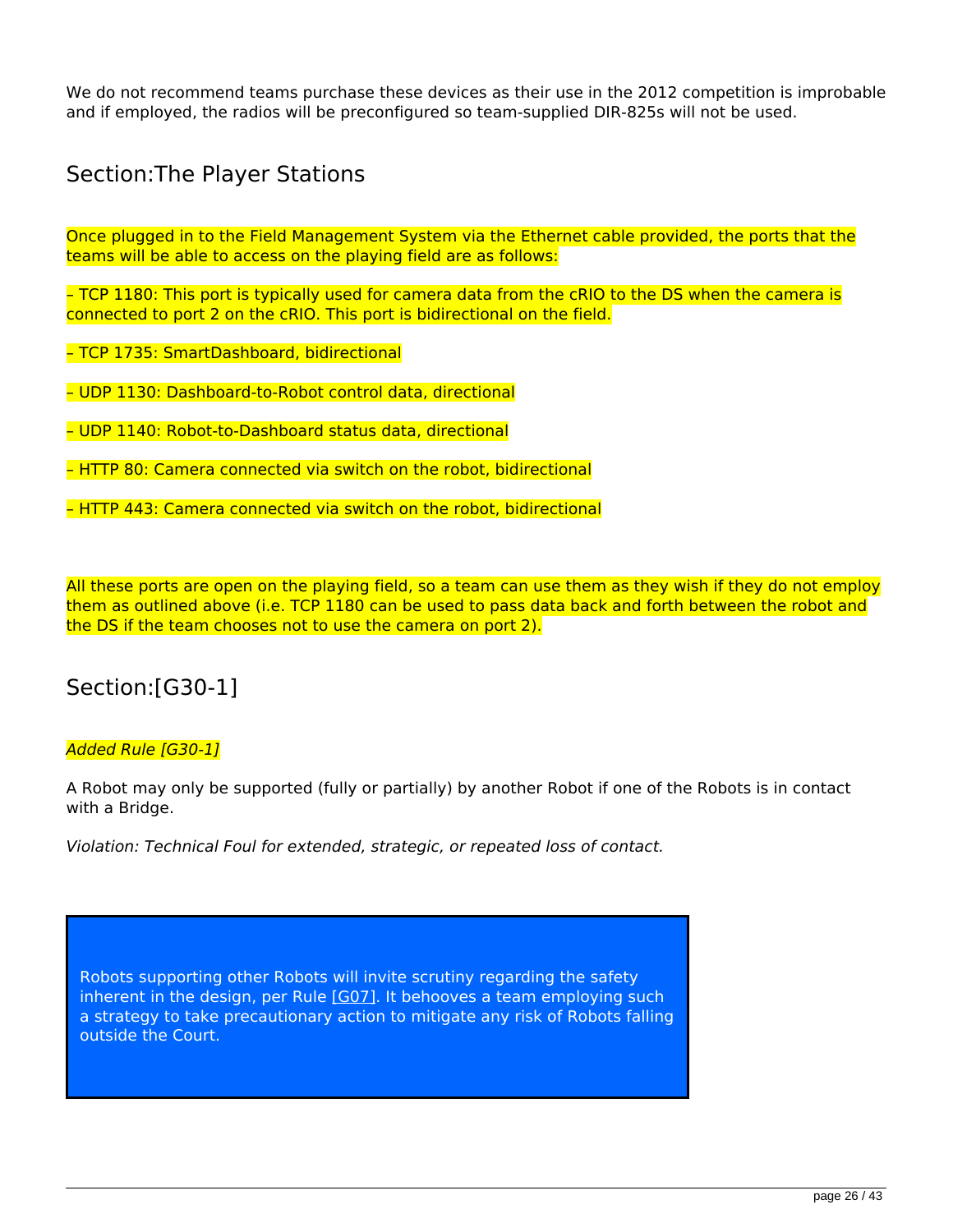We do not recommend teams purchase these devices as their use in the 2012 competition is improbable and if employed, the radios will be preconfigured so team-supplied DIR-825s will not be used.

## Section:The Player Stations

Once plugged in to the Field Management System via the Ethernet cable provided, the ports that the teams will be able to access on the playing field are as follows:

– TCP 1180: This port is typically used for camera data from the cRIO to the DS when the camera is connected to port 2 on the cRIO. This port is bidirectional on the field.

– TCP 1735: SmartDashboard, bidirectional

– UDP 1130: Dashboard-to-Robot control data, directional

– UDP 1140: Robot-to-Dashboard status data, directional

– HTTP 80: Camera connected via switch on the robot, bidirectional

– HTTP 443: Camera connected via switch on the robot, bidirectional

All these ports are open on the playing field, so a team can use them as they wish if they do not employ them as outlined above (i.e. TCP 1180 can be used to pass data back and forth between the robot and the DS if the team chooses not to use the camera on port 2).

## Section:[G30-1]

*Added Rule [G30-1]*

A Robot may only be supported (fully or partially) by another Robot if one of the Robots is in contact with a Bridge.

*Violation: Technical Foul for extended, strategic, or repeated loss of contact.*

> Robots supporting other Robots will invite scrutiny regarding the safety inherent in the design, per Rule [G07]. It behooves a team employing such a strategy to take precautionary action to mitigate any risk of Robots falling outside the Court.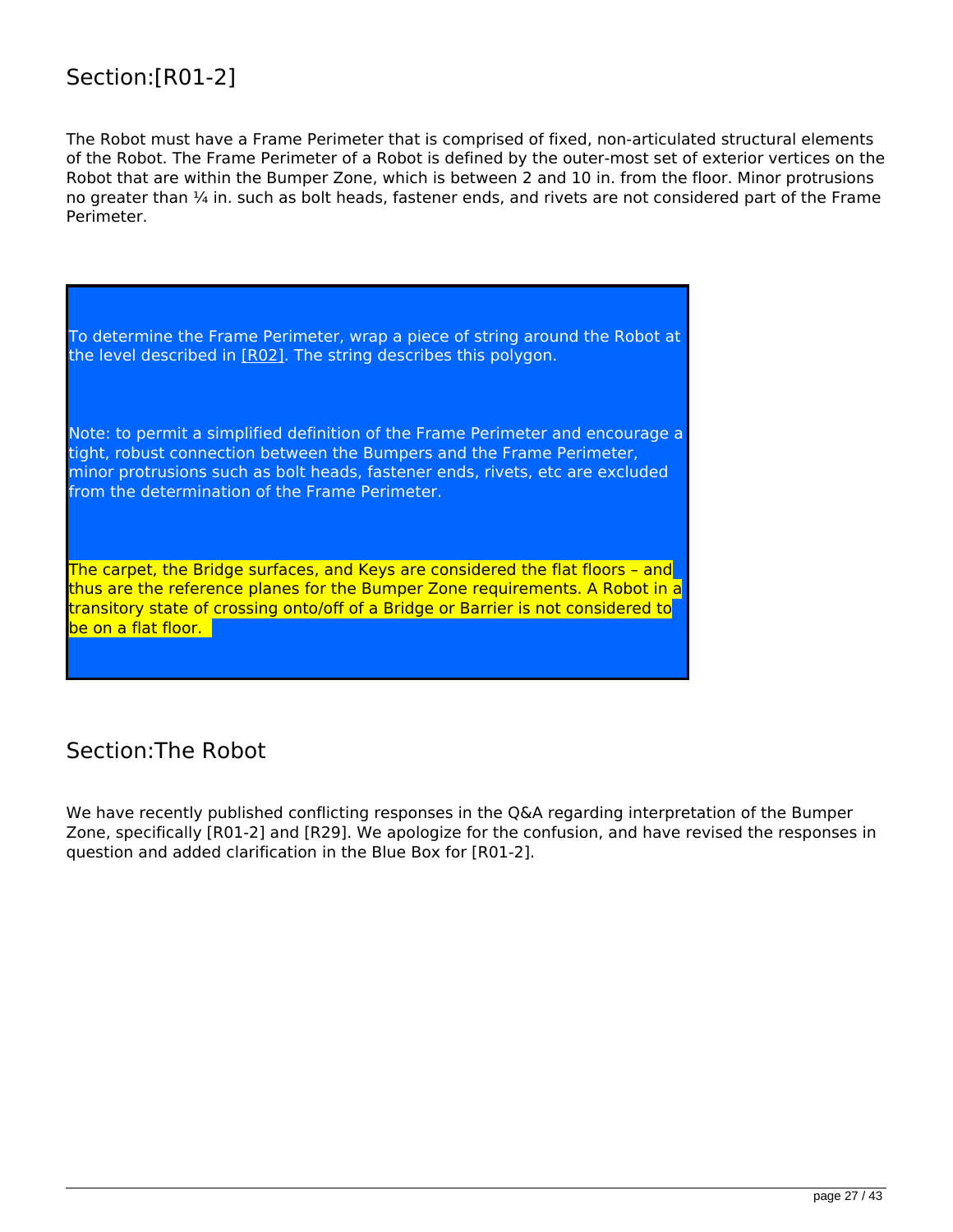## Section:[R01-2]

The Robot must have a Frame Perimeter that is comprised of fixed, non-articulated structural elements of the Robot. The Frame Perimeter of a Robot is defined by the outer-most set of exterior vertices on the Robot that are within the Bumper Zone, which is between 2 and 10 in. from the floor. Minor protrusions no greater than ¼ in. such as bolt heads, fastener ends, and rivets are not considered part of the Frame Perimeter.

> To determine the Frame Perimeter, wrap a piece of string around the Robot at the level described in [R02]. The string describes this polygon.
>
> Note: to permit a simplified definition of the Frame Perimeter and encourage a tight, robust connection between the Bumpers and the Frame Perimeter, minor protrusions such as bolt heads, fastener ends, rivets, etc are excluded from the determination of the Frame Perimeter.
>
> The carpet, the Bridge surfaces, and Keys are considered the flat floors – and thus are the reference planes for the Bumper Zone requirements. A Robot in a transitory state of crossing onto/off of a Bridge or Barrier is not considered to be on a flat floor.

## Section:The Robot

We have recently published conflicting responses in the Q&A regarding interpretation of the Bumper Zone, specifically [R01-2] and [R29]. We apologize for the confusion, and have revised the responses in question and added clarification in the Blue Box for [R01-2].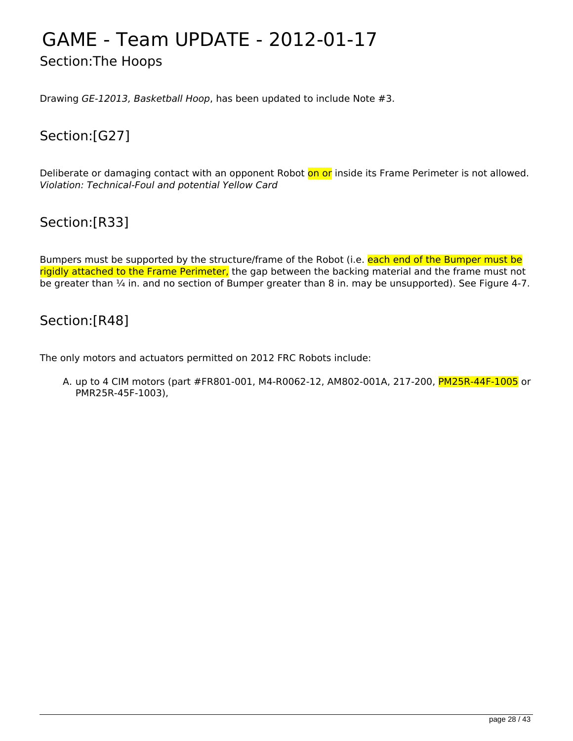# GAME - Team UPDATE - 2012-01-17

## Section:The Hoops

Drawing *GE-12013, Basketball Hoop*, has been updated to include Note #3.

## Section:[G27]

Deliberate or damaging contact with an opponent Robot on or inside its Frame Perimeter is not allowed.
*Violation: Technical-Foul and potential Yellow Card*

## Section:[R33]

Bumpers must be supported by the structure/frame of the Robot (i.e. each end of the Bumper must be rigidly attached to the Frame Perimeter, the gap between the backing material and the frame must not be greater than ¼ in. and no section of Bumper greater than 8 in. may be unsupported). See Figure 4-7.

## Section:[R48]

The only motors and actuators permitted on 2012 FRC Robots include:

A. up to 4 CIM motors (part #FR801-001, M4-R0062-12, AM802-001A, 217-200, PM25R-44F-1005 or PMR25R-45F-1003),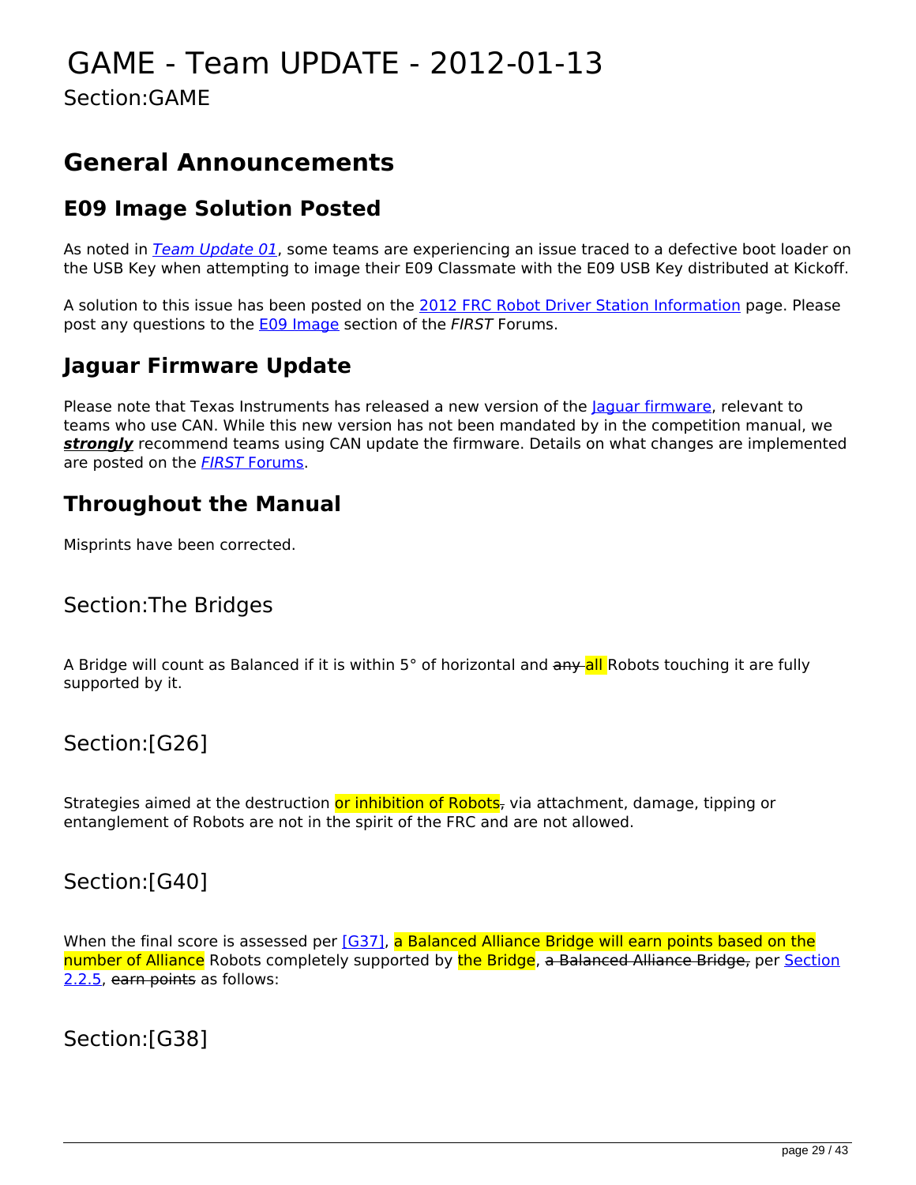# GAME - Team UPDATE - 2012-01-13

Section:GAME

## General Announcements

### E09 Image Solution Posted

As noted in *Team Update 01*, some teams are experiencing an issue traced to a defective boot loader on the USB Key when attempting to image their E09 Classmate with the E09 USB Key distributed at Kickoff.

A solution to this issue has been posted on the 2012 FRC Robot Driver Station Information page. Please post any questions to the E09 Image section of the *FIRST* Forums.

### Jaguar Firmware Update

Please note that Texas Instruments has released a new version of the Jaguar firmware, relevant to teams who use CAN. While this new version has not been mandated by in the competition manual, we ***strongly*** recommend teams using CAN update the firmware. Details on what changes are implemented are posted on the *FIRST* Forums.

### Throughout the Manual

Misprints have been corrected.

Section:The Bridges

A Bridge will count as Balanced if it is within 5° of horizontal and ~~any~~ all Robots touching it are fully supported by it.

Section:[G26]

Strategies aimed at the destruction or inhibition of Robots~~,~~ via attachment, damage, tipping or entanglement of Robots are not in the spirit of the FRC and are not allowed.

Section:[G40]

When the final score is assessed per [G37], a Balanced Alliance Bridge will earn points based on the number of Alliance Robots completely supported by the Bridge, ~~a Balanced Alliance Bridge,~~ per Section 2.2.5, ~~earn points~~ as follows:

Section:[G38]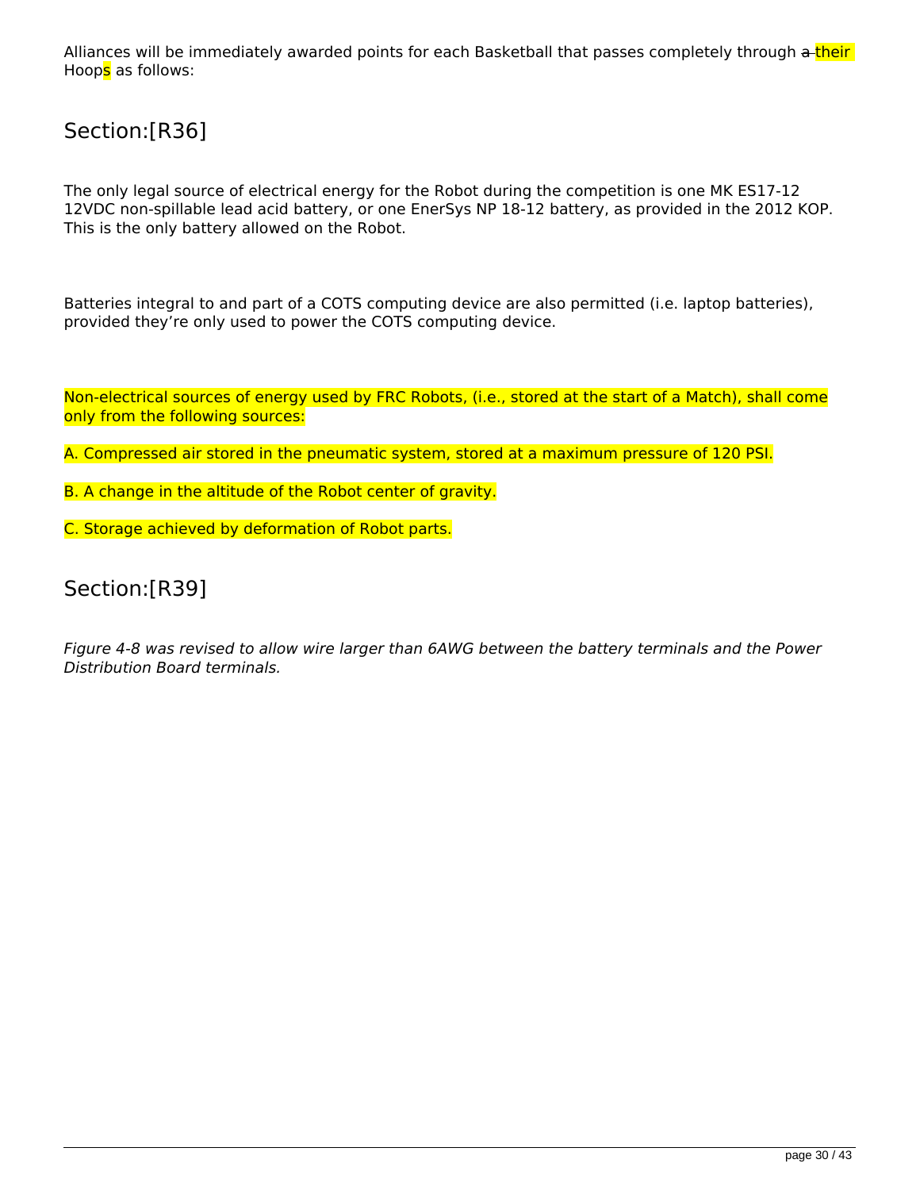Alliances will be immediately awarded points for each Basketball that passes completely through ~~a~~ their Hoops as follows:

## Section:[R36]

The only legal source of electrical energy for the Robot during the competition is one MK ES17-12 12VDC non-spillable lead acid battery, or one EnerSys NP 18-12 battery, as provided in the 2012 KOP. This is the only battery allowed on the Robot.

Batteries integral to and part of a COTS computing device are also permitted (i.e. laptop batteries), provided they're only used to power the COTS computing device.

Non-electrical sources of energy used by FRC Robots, (i.e., stored at the start of a Match), shall come only from the following sources:

A. Compressed air stored in the pneumatic system, stored at a maximum pressure of 120 PSI.

B. A change in the altitude of the Robot center of gravity.

C. Storage achieved by deformation of Robot parts.

## Section:[R39]

*Figure 4-8 was revised to allow wire larger than 6AWG between the battery terminals and the Power Distribution Board terminals.*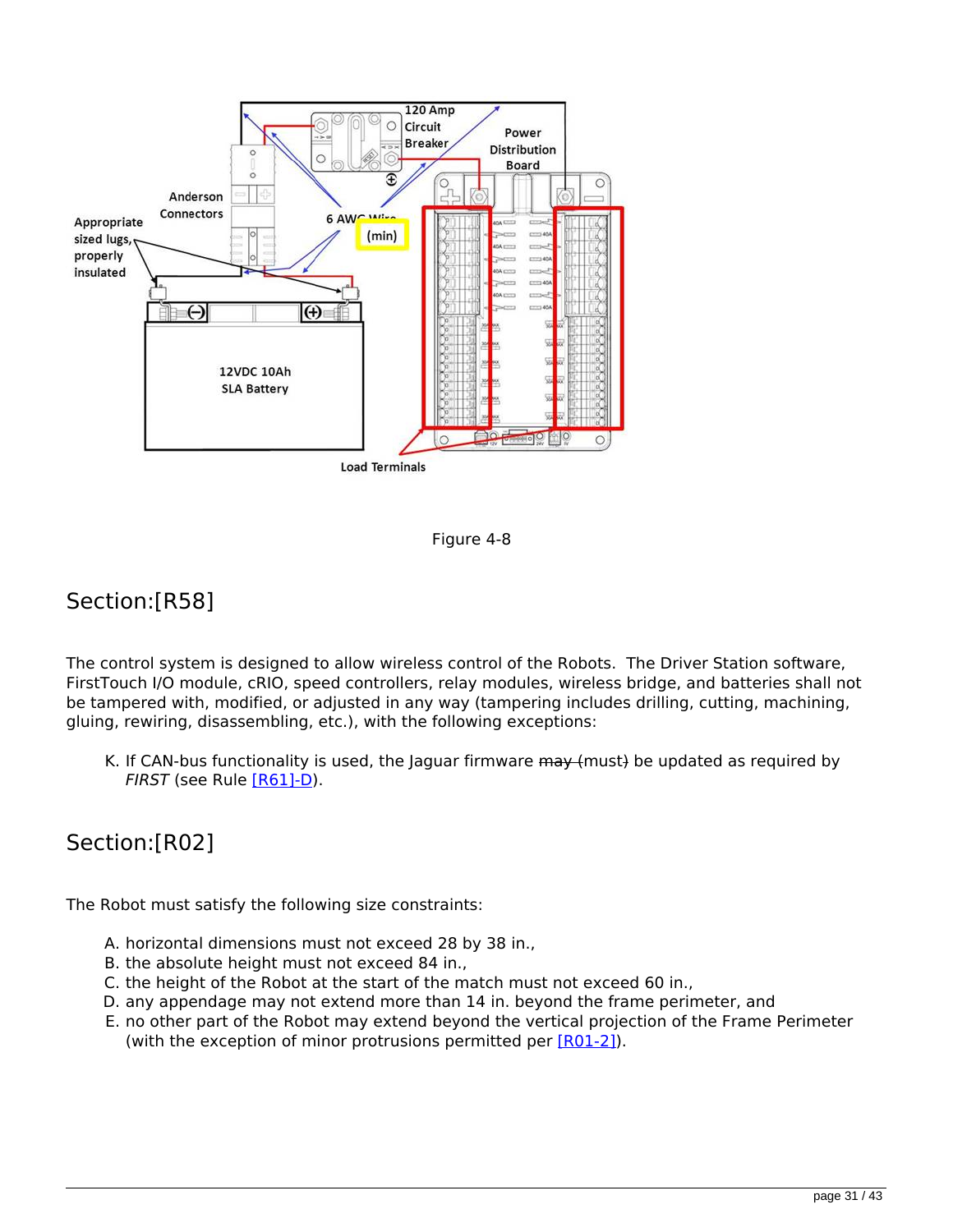Figure 4-8

## Section:[R58]

The control system is designed to allow wireless control of the Robots. The Driver Station software, FirstTouch I/O module, cRIO, speed controllers, relay modules, wireless bridge, and batteries shall not be tampered with, modified, or adjusted in any way (tampering includes drilling, cutting, machining, gluing, rewiring, disassembling, etc.), with the following exceptions:

K. If CAN-bus functionality is used, the Jaguar firmware ~~may (~~must~~)~~ be updated as required by *FIRST* (see Rule [R61]-D).

## Section:[R02]

The Robot must satisfy the following size constraints:

A. horizontal dimensions must not exceed 28 by 38 in.,
B. the absolute height must not exceed 84 in.,
C. the height of the Robot at the start of the match must not exceed 60 in.,
D. any appendage may not extend more than 14 in. beyond the frame perimeter, and
E. no other part of the Robot may extend beyond the vertical projection of the Frame Perimeter (with the exception of minor protrusions permitted per [R01-2]).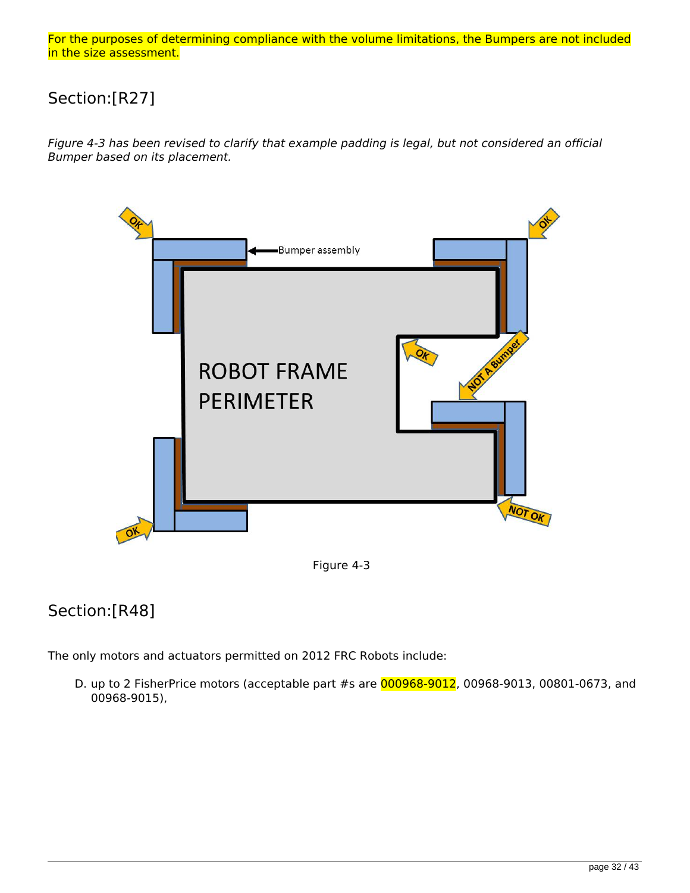For the purposes of determining compliance with the volume limitations, the Bumpers are not included in the size assessment.

## Section:[R27]

*Figure 4-3 has been revised to clarify that example padding is legal, but not considered an official Bumper based on its placement.*

Figure 4-3

## Section:[R48]

The only motors and actuators permitted on 2012 FRC Robots include:

D. up to 2 FisherPrice motors (acceptable part #s are 000968-9012, 00968-9013, 00801-0673, and 00968-9015),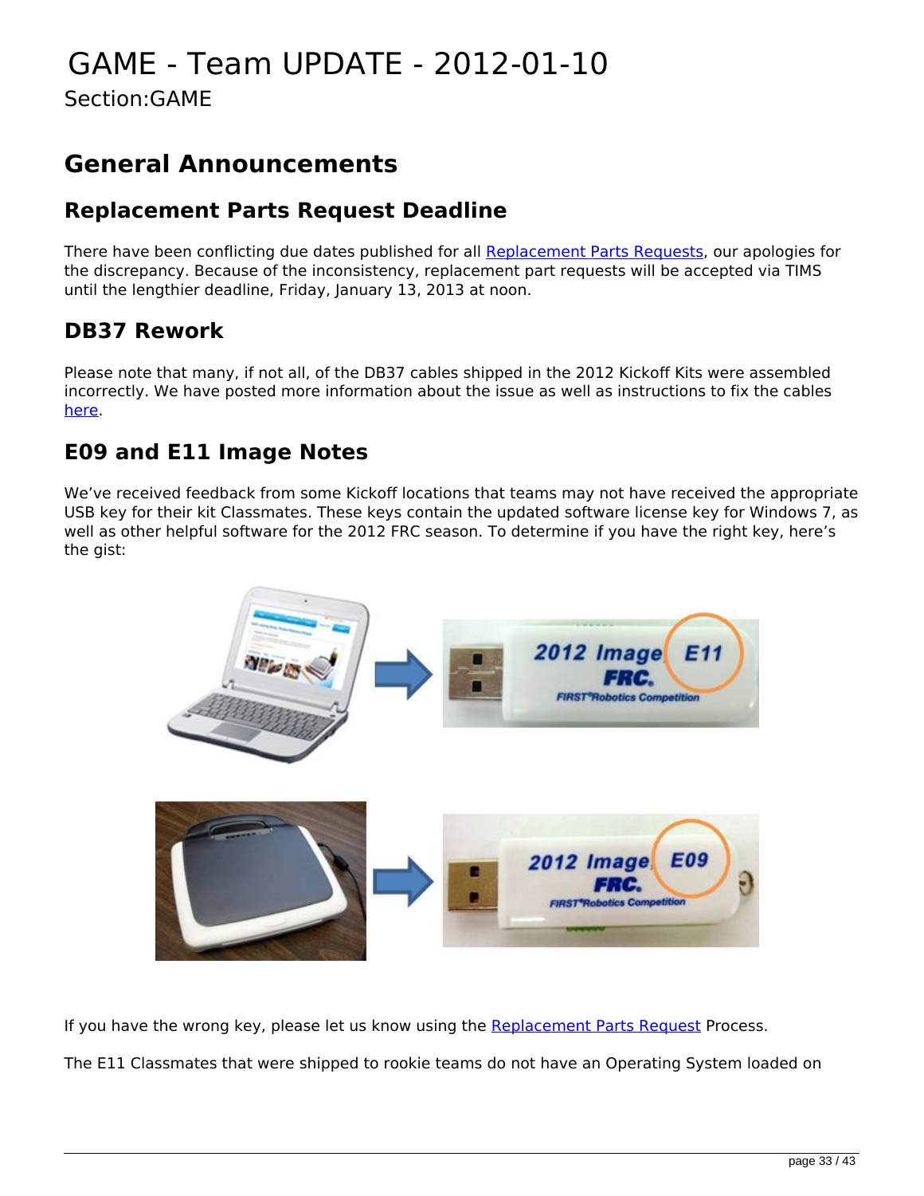# GAME - Team UPDATE - 2012-01-10

Section:GAME

## General Announcements

### Replacement Parts Request Deadline

There have been conflicting due dates published for all Replacement Parts Requests, our apologies for the discrepancy. Because of the inconsistency, replacement part requests will be accepted via TIMS until the lengthier deadline, Friday, January 13, 2013 at noon.

### DB37 Rework

Please note that many, if not all, of the DB37 cables shipped in the 2012 Kickoff Kits were assembled incorrectly. We have posted more information about the issue as well as instructions to fix the cables here.

### E09 and E11 Image Notes

We've received feedback from some Kickoff locations that teams may not have received the appropriate USB key for their kit Classmates. These keys contain the updated software license key for Windows 7, as well as other helpful software for the 2012 FRC season. To determine if you have the right key, here's the gist:

If you have the wrong key, please let us know using the Replacement Parts Request Process.

The E11 Classmates that were shipped to rookie teams do not have an Operating System loaded on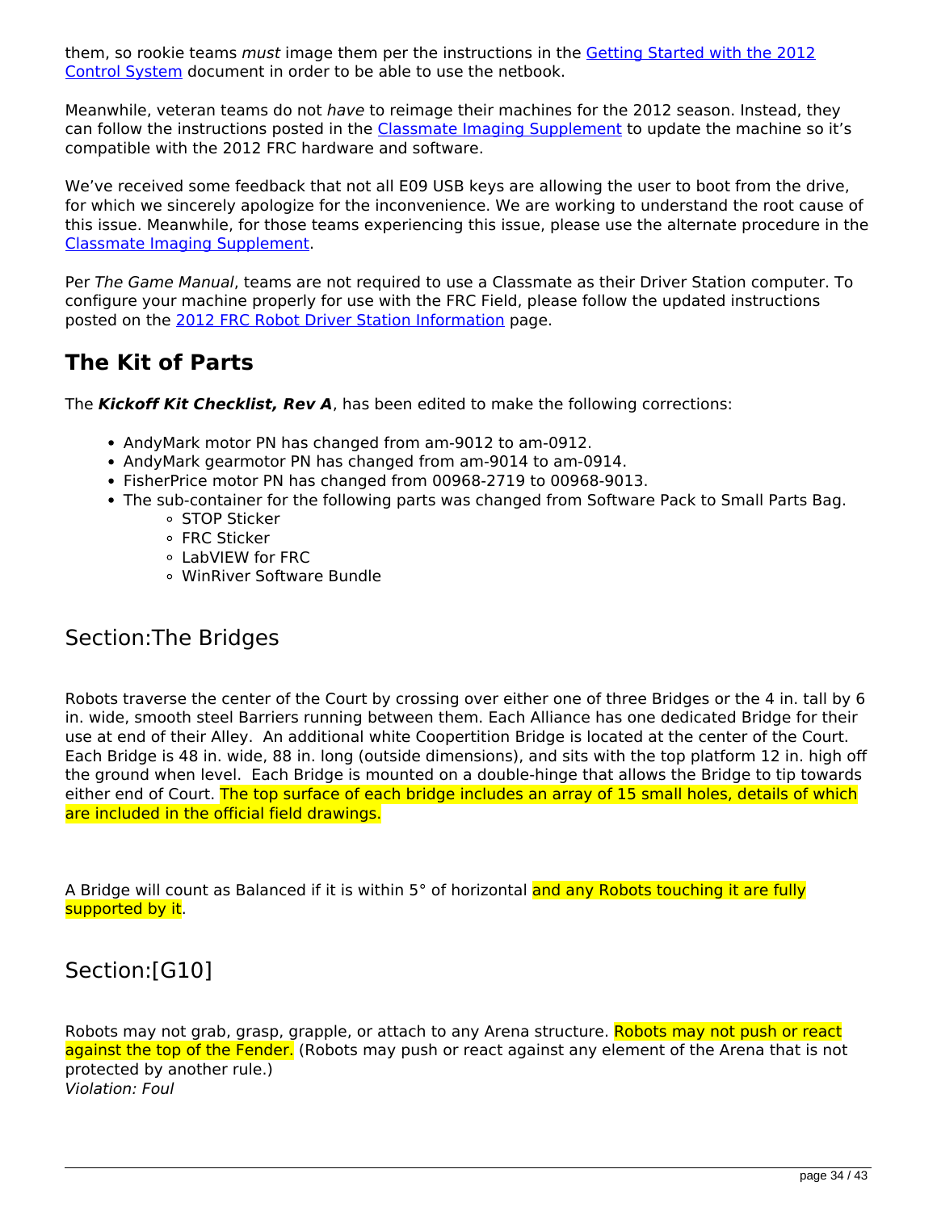them, so rookie teams *must* image them per the instructions in the Getting Started with the 2012 Control System document in order to be able to use the netbook.

Meanwhile, veteran teams do not *have* to reimage their machines for the 2012 season. Instead, they can follow the instructions posted in the Classmate Imaging Supplement to update the machine so it's compatible with the 2012 FRC hardware and software.

We've received some feedback that not all E09 USB keys are allowing the user to boot from the drive, for which we sincerely apologize for the inconvenience. We are working to understand the root cause of this issue. Meanwhile, for those teams experiencing this issue, please use the alternate procedure in the Classmate Imaging Supplement.

Per *The Game Manual*, teams are not required to use a Classmate as their Driver Station computer. To configure your machine properly for use with the FRC Field, please follow the updated instructions posted on the 2012 FRC Robot Driver Station Information page.

## The Kit of Parts

The ***Kickoff Kit Checklist, Rev A***, has been edited to make the following corrections:

- AndyMark motor PN has changed from am-9012 to am-0912.
- AndyMark gearmotor PN has changed from am-9014 to am-0914.
- FisherPrice motor PN has changed from 00968-2719 to 00968-9013.
- The sub-container for the following parts was changed from Software Pack to Small Parts Bag.
  - STOP Sticker
  - FRC Sticker
  - LabVIEW for FRC
  - WinRiver Software Bundle

## Section:The Bridges

Robots traverse the center of the Court by crossing over either one of three Bridges or the 4 in. tall by 6 in. wide, smooth steel Barriers running between them. Each Alliance has one dedicated Bridge for their use at end of their Alley. An additional white Coopertition Bridge is located at the center of the Court. Each Bridge is 48 in. wide, 88 in. long (outside dimensions), and sits with the top platform 12 in. high off the ground when level. Each Bridge is mounted on a double-hinge that allows the Bridge to tip towards either end of Court. The top surface of each bridge includes an array of 15 small holes, details of which are included in the official field drawings.

A Bridge will count as Balanced if it is within 5° of horizontal and any Robots touching it are fully supported by it.

## Section:[G10]

Robots may not grab, grasp, grapple, or attach to any Arena structure. Robots may not push or react against the top of the Fender. (Robots may push or react against any element of the Arena that is not protected by another rule.)
*Violation: Foul*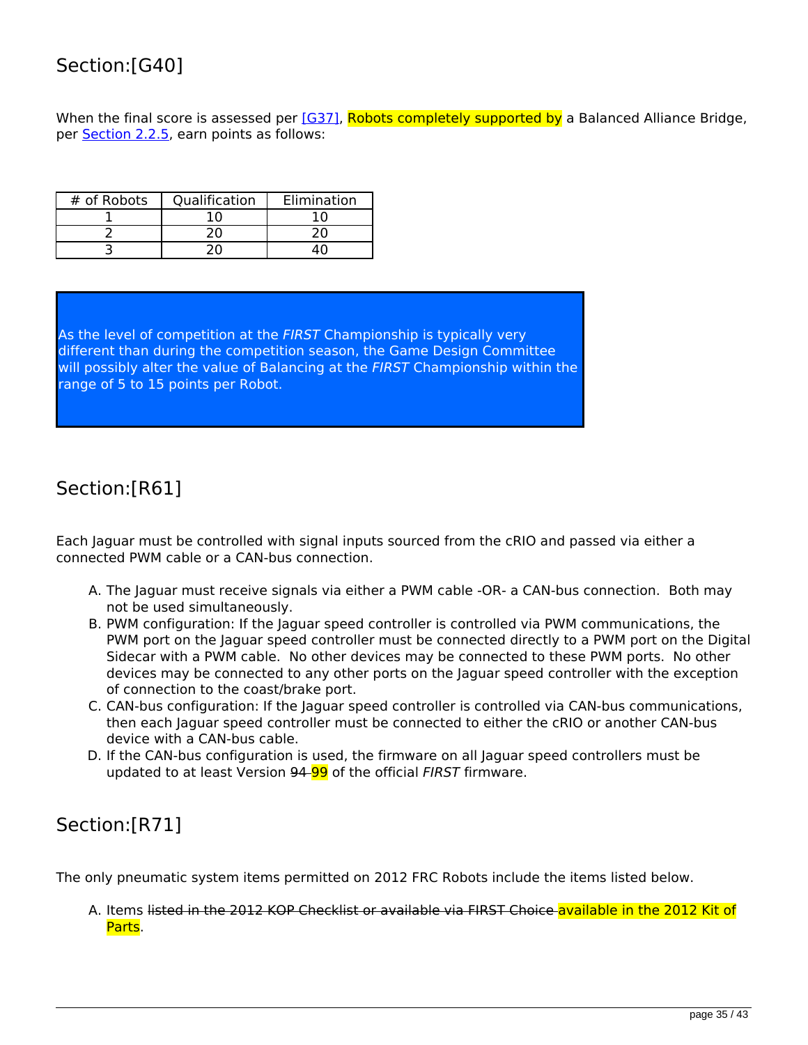## Section:[G40]

When the final score is assessed per [G37], Robots completely supported by a Balanced Alliance Bridge, per Section 2.2.5, earn points as follows:

| # of Robots | Qualification | Elimination |
|---|---|---|
| 1 | 10 | 10 |
| 2 | 20 | 20 |
| 3 | 20 | 40 |

As the level of competition at the *FIRST* Championship is typically very different than during the competition season, the Game Design Committee will possibly alter the value of Balancing at the *FIRST* Championship within the range of 5 to 15 points per Robot.

## Section:[R61]

Each Jaguar must be controlled with signal inputs sourced from the cRIO and passed via either a connected PWM cable or a CAN-bus connection.

A. The Jaguar must receive signals via either a PWM cable -OR- a CAN-bus connection. Both may not be used simultaneously.
B. PWM configuration: If the Jaguar speed controller is controlled via PWM communications, the PWM port on the Jaguar speed controller must be connected directly to a PWM port on the Digital Sidecar with a PWM cable. No other devices may be connected to these PWM ports. No other devices may be connected to any other ports on the Jaguar speed controller with the exception of connection to the coast/brake port.
C. CAN-bus configuration: If the Jaguar speed controller is controlled via CAN-bus communications, then each Jaguar speed controller must be connected to either the cRIO or another CAN-bus device with a CAN-bus cable.
D. If the CAN-bus configuration is used, the firmware on all Jaguar speed controllers must be updated to at least Version ~~94~~ 99 of the official *FIRST* firmware.

## Section:[R71]

The only pneumatic system items permitted on 2012 FRC Robots include the items listed below.

A. Items ~~listed in the 2012 KOP Checklist or available via FIRST Choice~~ available in the 2012 Kit of Parts.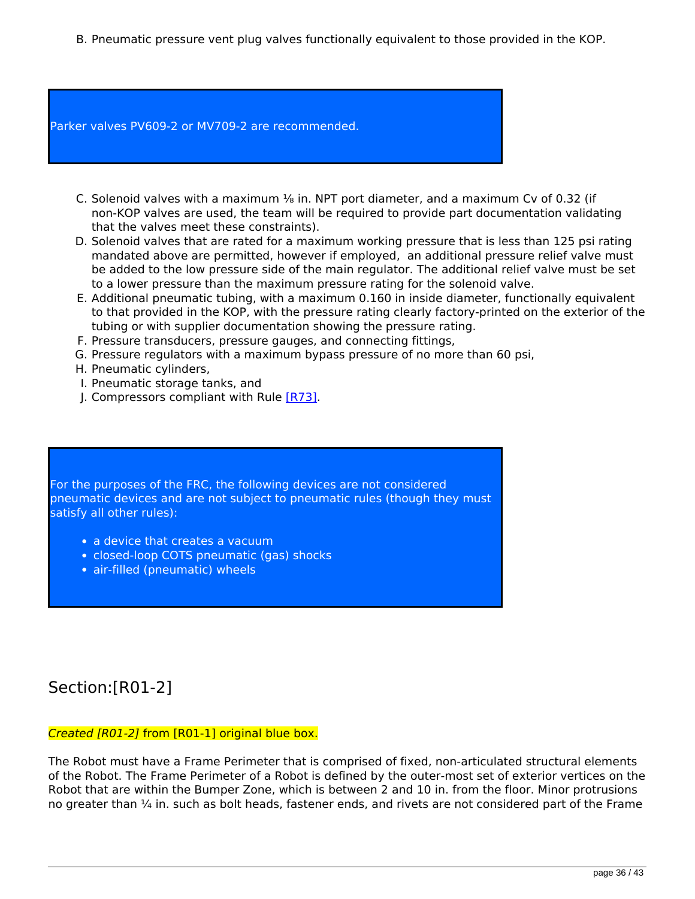B. Pneumatic pressure vent plug valves functionally equivalent to those provided in the KOP.

> Parker valves PV609-2 or MV709-2 are recommended.

C. Solenoid valves with a maximum ⅛ in. NPT port diameter, and a maximum Cv of 0.32 (if non-KOP valves are used, the team will be required to provide part documentation validating that the valves meet these constraints).
D. Solenoid valves that are rated for a maximum working pressure that is less than 125 psi rating mandated above are permitted, however if employed, an additional pressure relief valve must be added to the low pressure side of the main regulator. The additional relief valve must be set to a lower pressure than the maximum pressure rating for the solenoid valve.
E. Additional pneumatic tubing, with a maximum 0.160 in inside diameter, functionally equivalent to that provided in the KOP, with the pressure rating clearly factory-printed on the exterior of the tubing or with supplier documentation showing the pressure rating.
F. Pressure transducers, pressure gauges, and connecting fittings,
G. Pressure regulators with a maximum bypass pressure of no more than 60 psi,
H. Pneumatic cylinders,
I. Pneumatic storage tanks, and
J. Compressors compliant with Rule [R73].

> For the purposes of the FRC, the following devices are not considered pneumatic devices and are not subject to pneumatic rules (though they must satisfy all other rules):
>
> - a device that creates a vacuum
> - closed-loop COTS pneumatic (gas) shocks
> - air-filled (pneumatic) wheels

## Section:[R01-2]

*Created [R01-2]* from [R01-1] original blue box.

The Robot must have a Frame Perimeter that is comprised of fixed, non-articulated structural elements of the Robot. The Frame Perimeter of a Robot is defined by the outer-most set of exterior vertices on the Robot that are within the Bumper Zone, which is between 2 and 10 in. from the floor. Minor protrusions no greater than ¼ in. such as bolt heads, fastener ends, and rivets are not considered part of the Frame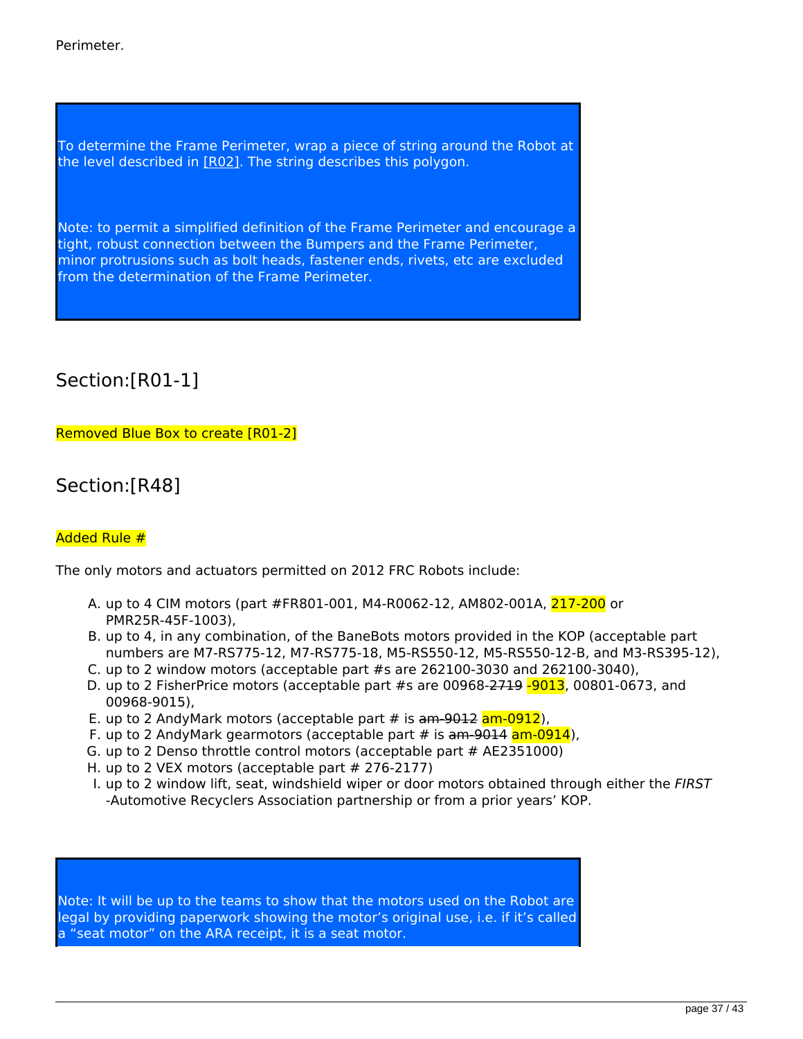Perimeter.

> To determine the Frame Perimeter, wrap a piece of string around the Robot at the level described in [R02]. The string describes this polygon.
>
> Note: to permit a simplified definition of the Frame Perimeter and encourage a tight, robust connection between the Bumpers and the Frame Perimeter, minor protrusions such as bolt heads, fastener ends, rivets, etc are excluded from the determination of the Frame Perimeter.

## Section:[R01-1]

Removed Blue Box to create [R01-2]

## Section:[R48]

Added Rule #

The only motors and actuators permitted on 2012 FRC Robots include:

A. up to 4 CIM motors (part #FR801-001, M4-R0062-12, AM802-001A, 217-200 or PMR25R-45F-1003),
B. up to 4, in any combination, of the BaneBots motors provided in the KOP (acceptable part numbers are M7-RS775-12, M7-RS775-18, M5-RS550-12, M5-RS550-12-B, and M3-RS395-12),
C. up to 2 window motors (acceptable part #s are 262100-3030 and 262100-3040),
D. up to 2 FisherPrice motors (acceptable part #s are 00968-~~2719~~ -9013, 00801-0673, and 00968-9015),
E. up to 2 AndyMark motors (acceptable part # is ~~am-9012~~ am-0912),
F. up to 2 AndyMark gearmotors (acceptable part # is ~~am-9014~~ am-0914),
G. up to 2 Denso throttle control motors (acceptable part # AE2351000)
H. up to 2 VEX motors (acceptable part # 276-2177)
I. up to 2 window lift, seat, windshield wiper or door motors obtained through either the *FIRST* -Automotive Recyclers Association partnership or from a prior years' KOP.

> Note: It will be up to the teams to show that the motors used on the Robot are legal by providing paperwork showing the motor's original use, i.e. if it's called a "seat motor" on the ARA receipt, it is a seat motor.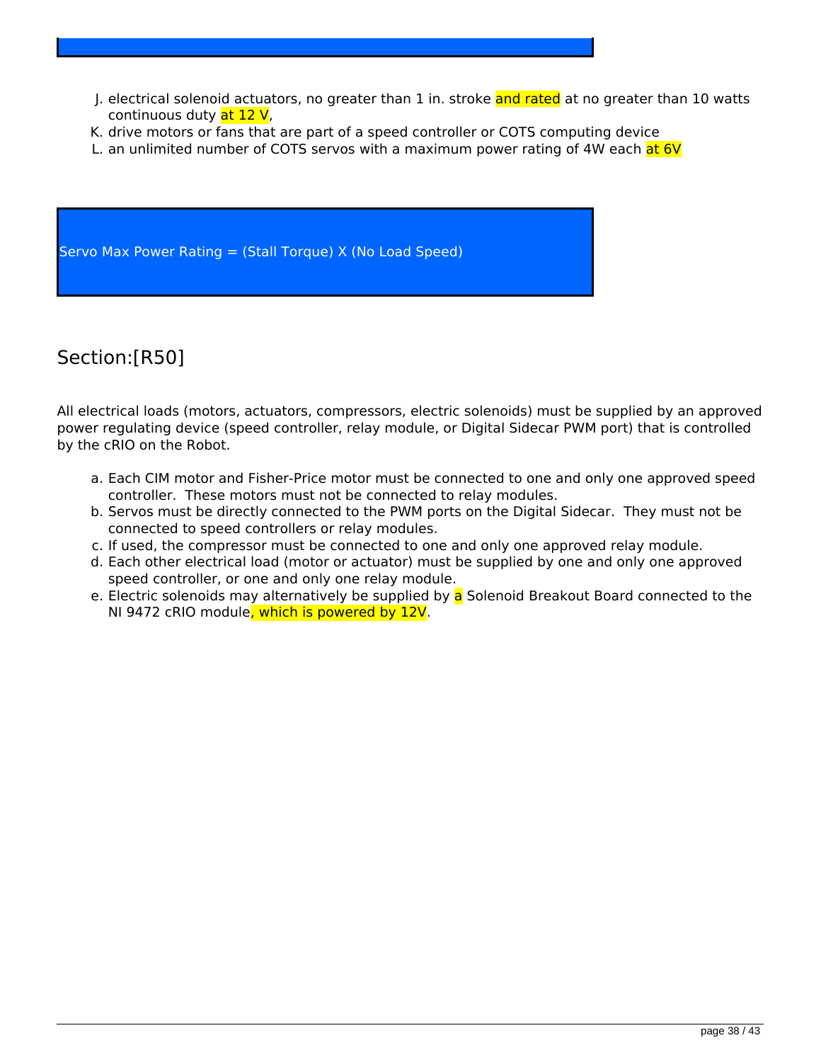J. electrical solenoid actuators, no greater than 1 in. stroke and rated at no greater than 10 watts continuous duty at 12 V,
K. drive motors or fans that are part of a speed controller or COTS computing device
L. an unlimited number of COTS servos with a maximum power rating of 4W each at 6V

Servo Max Power Rating = (Stall Torque) X (No Load Speed)

## Section:[R50]

All electrical loads (motors, actuators, compressors, electric solenoids) must be supplied by an approved power regulating device (speed controller, relay module, or Digital Sidecar PWM port) that is controlled by the cRIO on the Robot.

a. Each CIM motor and Fisher-Price motor must be connected to one and only one approved speed controller. These motors must not be connected to relay modules.
b. Servos must be directly connected to the PWM ports on the Digital Sidecar. They must not be connected to speed controllers or relay modules.
c. If used, the compressor must be connected to one and only one approved relay module.
d. Each other electrical load (motor or actuator) must be supplied by one and only one approved speed controller, or one and only one relay module.
e. Electric solenoids may alternatively be supplied by a Solenoid Breakout Board connected to the NI 9472 cRIO module, which is powered by 12V.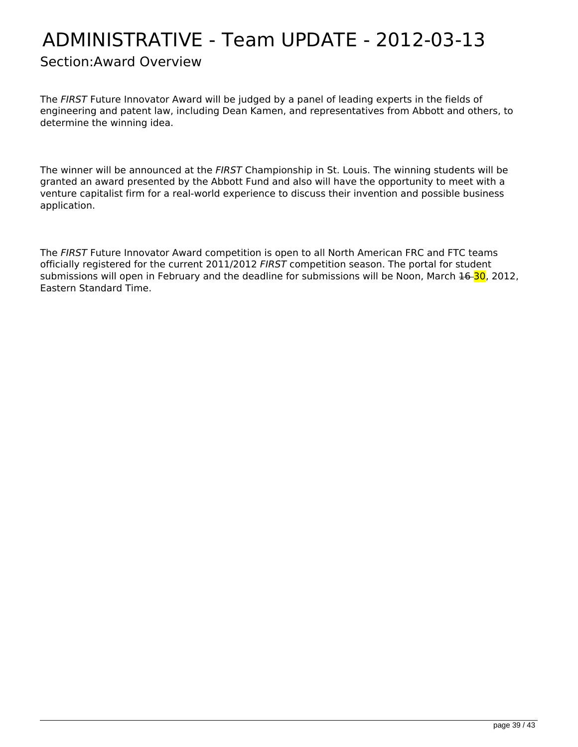# ADMINISTRATIVE - Team UPDATE - 2012-03-13

## Section:Award Overview

The *FIRST* Future Innovator Award will be judged by a panel of leading experts in the fields of engineering and patent law, including Dean Kamen, and representatives from Abbott and others, to determine the winning idea.

The winner will be announced at the *FIRST* Championship in St. Louis. The winning students will be granted an award presented by the Abbott Fund and also will have the opportunity to meet with a venture capitalist firm for a real-world experience to discuss their invention and possible business application.

The *FIRST* Future Innovator Award competition is open to all North American FRC and FTC teams officially registered for the current 2011/2012 *FIRST* competition season. The portal for student submissions will open in February and the deadline for submissions will be Noon, March ~~16~~ 30, 2012, Eastern Standard Time.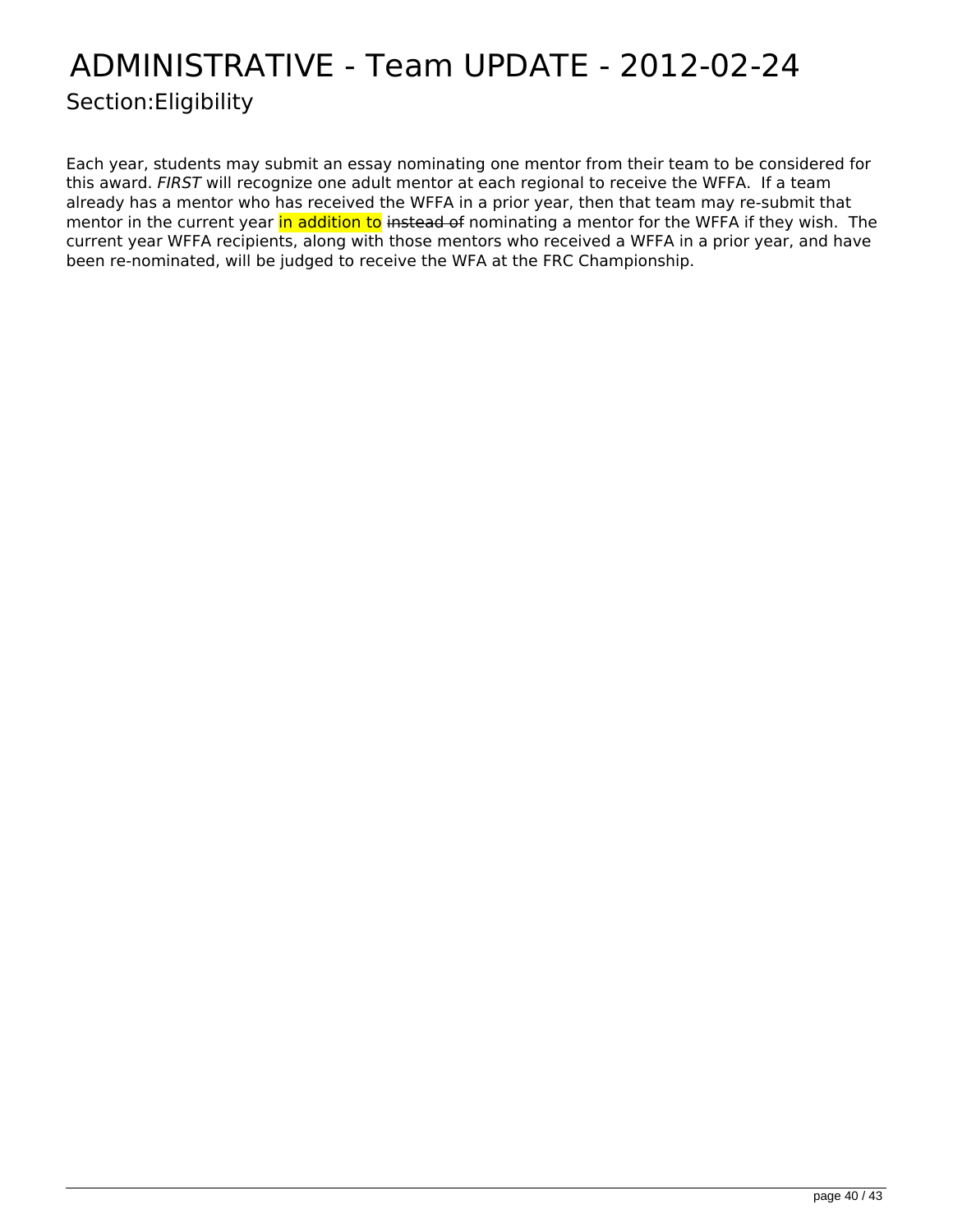# ADMINISTRATIVE - Team UPDATE - 2012-02-24

## Section:Eligibility

Each year, students may submit an essay nominating one mentor from their team to be considered for this award. *FIRST* will recognize one adult mentor at each regional to receive the WFFA. If a team already has a mentor who has received the WFFA in a prior year, then that team may re-submit that mentor in the current year in addition to ~~instead of~~ nominating a mentor for the WFFA if they wish. The current year WFFA recipients, along with those mentors who received a WFFA in a prior year, and have been re-nominated, will be judged to receive the WFA at the FRC Championship.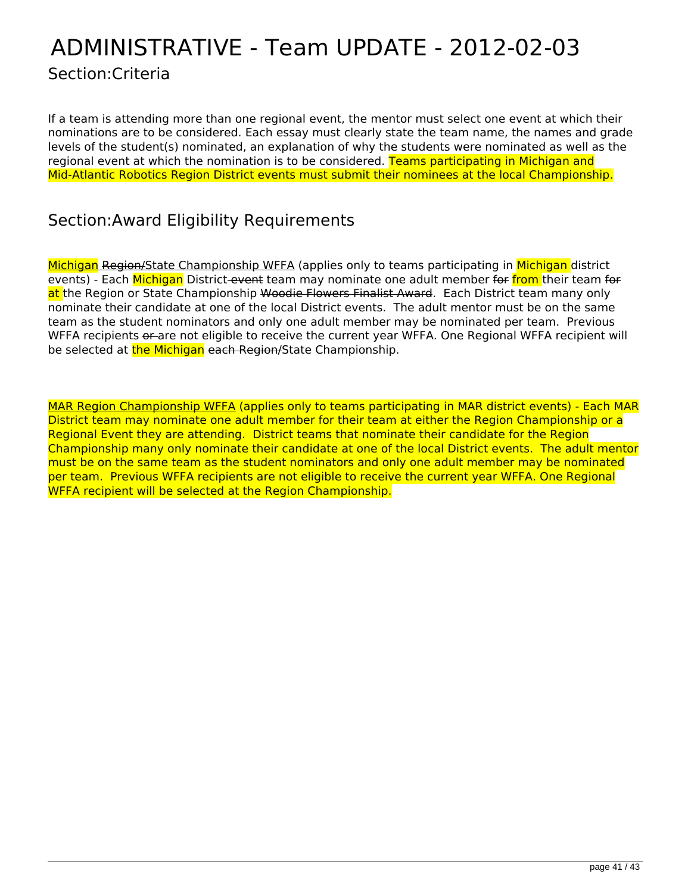# ADMINISTRATIVE - Team UPDATE - 2012-02-03

## Section:Criteria

If a team is attending more than one regional event, the mentor must select one event at which their nominations are to be considered. Each essay must clearly state the team name, the names and grade levels of the student(s) nominated, an explanation of why the students were nominated as well as the regional event at which the nomination is to be considered. Teams participating in Michigan and Mid-Atlantic Robotics Region District events must submit their nominees at the local Championship.

## Section:Award Eligibility Requirements

Michigan ~~Region/~~State Championship WFFA (applies only to teams participating in Michigan district events) - Each Michigan District ~~event~~ team may nominate one adult member ~~for~~ from their team ~~for~~ at the Region or State Championship ~~Woodie Flowers Finalist Award~~. Each District team many only nominate their candidate at one of the local District events. The adult mentor must be on the same team as the student nominators and only one adult member may be nominated per team. Previous WFFA recipients ~~or~~ are not eligible to receive the current year WFFA. One Regional WFFA recipient will be selected at the Michigan ~~each Region/~~State Championship.

MAR Region Championship WFFA (applies only to teams participating in MAR district events) - Each MAR District team may nominate one adult member for their team at either the Region Championship or a Regional Event they are attending. District teams that nominate their candidate for the Region Championship many only nominate their candidate at one of the local District events. The adult mentor must be on the same team as the student nominators and only one adult member may be nominated per team. Previous WFFA recipients are not eligible to receive the current year WFFA. One Regional WFFA recipient will be selected at the Region Championship.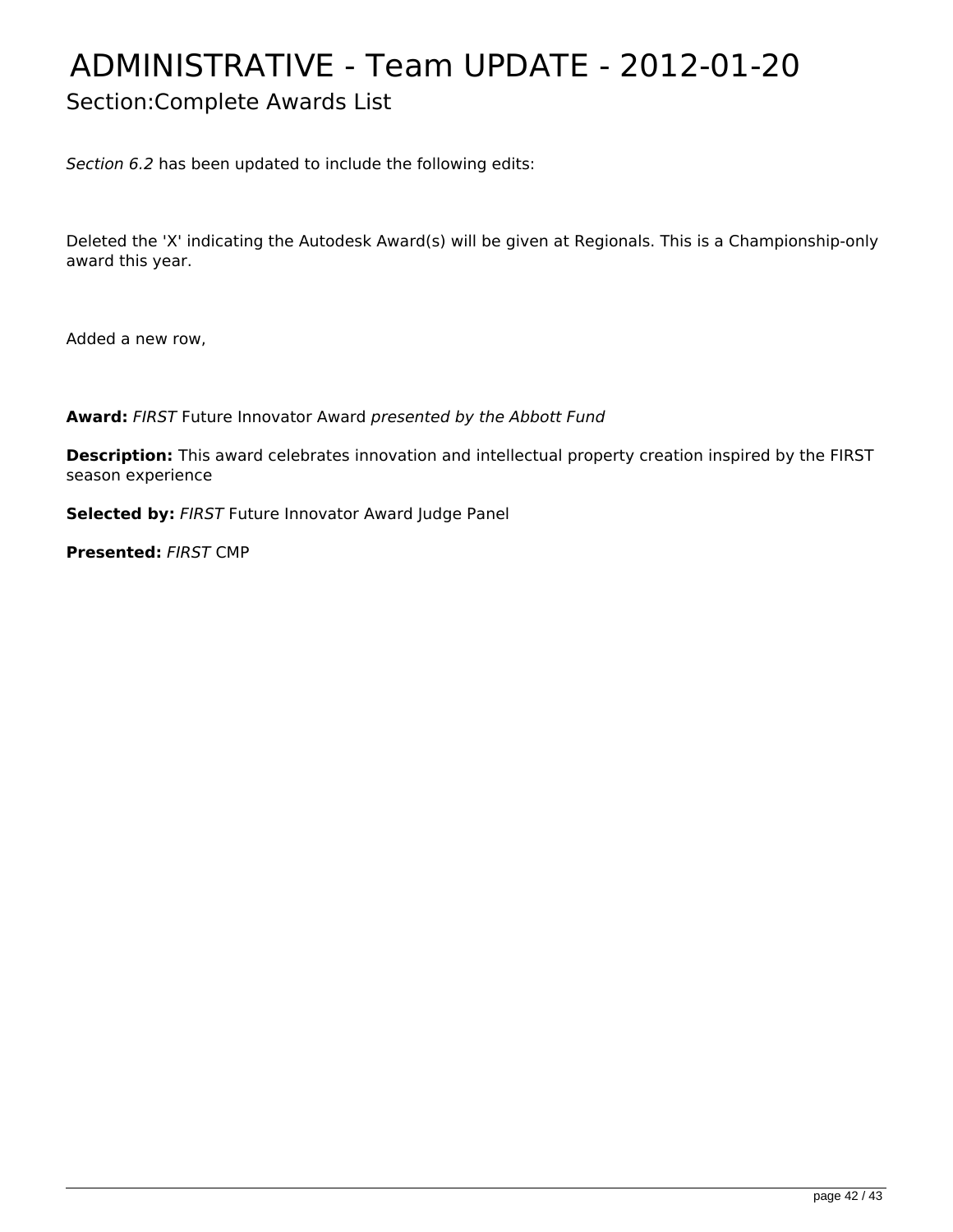# ADMINISTRATIVE - Team UPDATE - 2012-01-20

## Section:Complete Awards List

*Section 6.2* has been updated to include the following edits:

Deleted the 'X' indicating the Autodesk Award(s) will be given at Regionals. This is a Championship-only award this year.

Added a new row,

**Award:** *FIRST* Future Innovator Award *presented by the Abbott Fund*

**Description:** This award celebrates innovation and intellectual property creation inspired by the FIRST season experience

**Selected by:** *FIRST* Future Innovator Award Judge Panel

**Presented:** *FIRST* CMP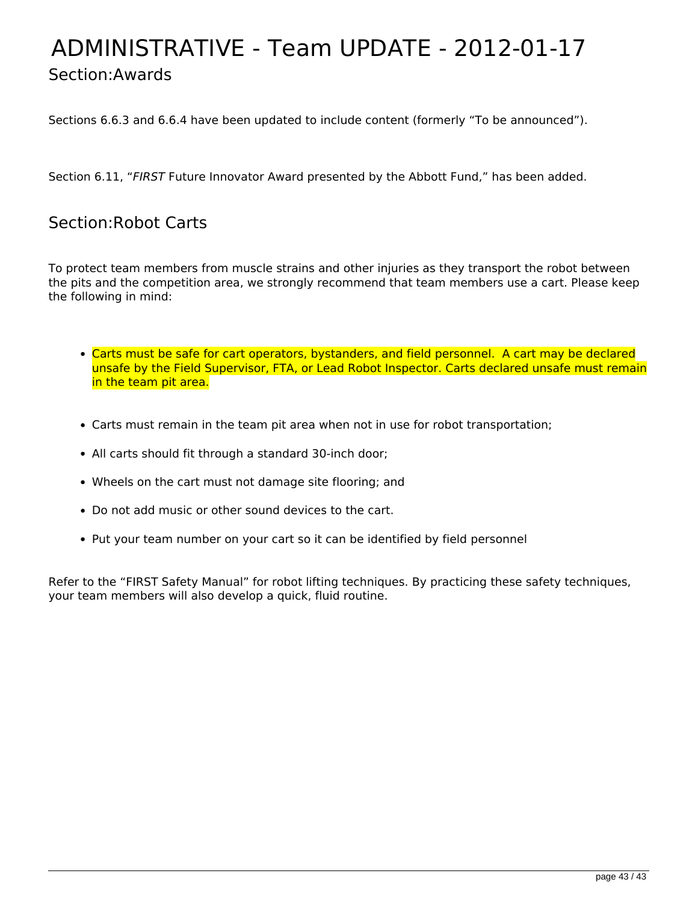# ADMINISTRATIVE - Team UPDATE - 2012-01-17

## Section:Awards

Sections 6.6.3 and 6.6.4 have been updated to include content (formerly “To be announced”).

Section 6.11, “*FIRST* Future Innovator Award presented by the Abbott Fund,” has been added.

## Section:Robot Carts

To protect team members from muscle strains and other injuries as they transport the robot between the pits and the competition area, we strongly recommend that team members use a cart. Please keep the following in mind:

- Carts must be safe for cart operators, bystanders, and field personnel. A cart may be declared unsafe by the Field Supervisor, FTA, or Lead Robot Inspector. Carts declared unsafe must remain in the team pit area.
- Carts must remain in the team pit area when not in use for robot transportation;
- All carts should fit through a standard 30-inch door;
- Wheels on the cart must not damage site flooring; and
- Do not add music or other sound devices to the cart.
- Put your team number on your cart so it can be identified by field personnel

Refer to the “FIRST Safety Manual” for robot lifting techniques. By practicing these safety techniques, your team members will also develop a quick, fluid routine.